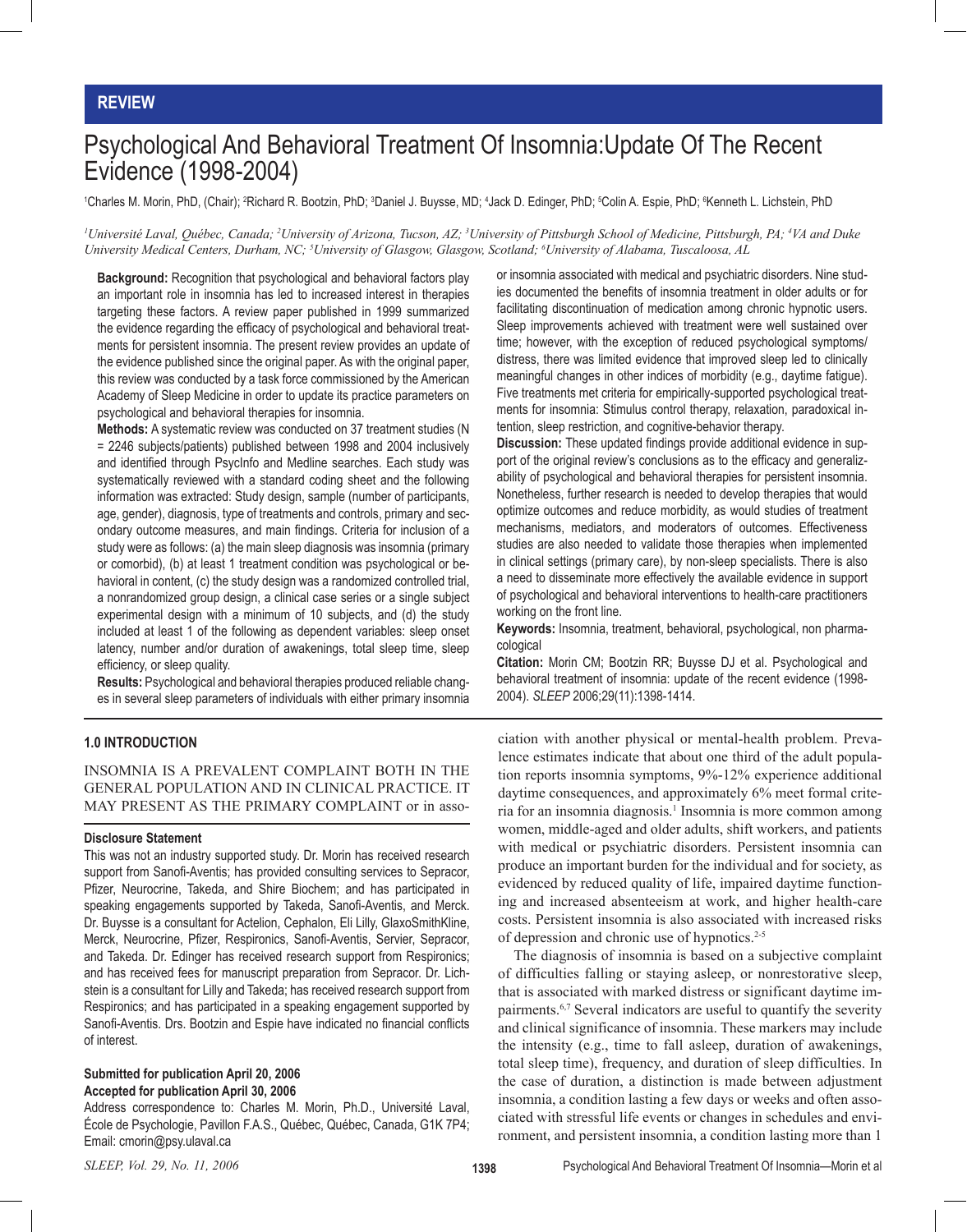**REVIEW**

# Psychological And Behavioral Treatment Of Insomnia:Update Of The Recent Evidence (1998-2004)

[1]Charles M. Morin, PhD, (Chair); [2]Richard R. Bootzin, PhD; [3]Daniel J. Buysse, MD; [4]Jack D. Edinger, PhD; [5]Colin A. Espie, PhD; [6]Kenneth L. Lichstein, PhD

*[1]Université Laval, Québec, Canada; [2]University of Arizona, Tucson, AZ; [3]University of Pittsburgh School of Medicine, Pittsburgh, PA; [4]VA and Duke University Medical Centers, Durham, NC; [5]University of Glasgow, Glasgow, Scotland; [6]University of Alabama, Tuscaloosa, AL*

**Background:** Recognition that psychological and behavioral factors play an important role in insomnia has led to increased interest in therapies targeting these factors. A review paper published in 1999 summarized the evidence regarding the efficacy of psychological and behavioral treatments for persistent insomnia. The present review provides an update of the evidence published since the original paper. As with the original paper, this review was conducted by a task force commissioned by the American Academy of Sleep Medicine in order to update its practice parameters on psychological and behavioral therapies for insomnia.

**Methods:** A systematic review was conducted on 37 treatment studies (N = 2246 subjects/patients) published between 1998 and 2004 inclusively and identified through PsycInfo and Medline searches. Each study was systematically reviewed with a standard coding sheet and the following information was extracted: Study design, sample (number of participants, age, gender), diagnosis, type of treatments and controls, primary and secondary outcome measures, and main findings. Criteria for inclusion of a study were as follows: (a) the main sleep diagnosis was insomnia (primary or comorbid), (b) at least 1 treatment condition was psychological or behavioral in content, (c) the study design was a randomized controlled trial, a nonrandomized group design, a clinical case series or a single subject experimental design with a minimum of 10 subjects, and (d) the study included at least 1 of the following as dependent variables: sleep onset latency, number and/or duration of awakenings, total sleep time, sleep efficiency, or sleep quality.

**Results:** Psychological and behavioral therapies produced reliable changes in several sleep parameters of individuals with either primary insomnia or insomnia associated with medical and psychiatric disorders. Nine studies documented the benefits of insomnia treatment in older adults or for facilitating discontinuation of medication among chronic hypnotic users. Sleep improvements achieved with treatment were well sustained over time; however, with the exception of reduced psychological symptoms/distress, there was limited evidence that improved sleep led to clinically meaningful changes in other indices of morbidity (e.g., daytime fatigue). Five treatments met criteria for empirically-supported psychological treatments for insomnia: Stimulus control therapy, relaxation, paradoxical intention, sleep restriction, and cognitive-behavior therapy.

**Discussion:** These updated findings provide additional evidence in support of the original review's conclusions as to the efficacy and generalizability of psychological and behavioral therapies for persistent insomnia. Nonetheless, further research is needed to develop therapies that would optimize outcomes and reduce morbidity, as would studies of treatment mechanisms, mediators, and moderators of outcomes. Effectiveness studies are also needed to validate those therapies when implemented in clinical settings (primary care), by non-sleep specialists. There is also a need to disseminate more effectively the available evidence in support of psychological and behavioral interventions to health-care practitioners working on the front line.

**Keywords:** Insomnia, treatment, behavioral, psychological, non pharmacological

**Citation:** Morin CM; Bootzin RR; Buysse DJ et al. Psychological and behavioral treatment of insomnia: update of the recent evidence (1998-2004). *SLEEP* 2006;29(11):1398-1414.

## 1.0 INTRODUCTION

INSOMNIA IS A PREVALENT COMPLAINT BOTH IN THE GENERAL POPULATION AND IN CLINICAL PRACTICE. IT MAY PRESENT AS THE PRIMARY COMPLAINT or in association with another physical or mental-health problem. Prevalence estimates indicate that about one third of the adult population reports insomnia symptoms, 9%-12% experience additional daytime consequences, and approximately 6% meet formal criteria for an insomnia diagnosis.[1] Insomnia is more common among women, middle-aged and older adults, shift workers, and patients with medical or psychiatric disorders. Persistent insomnia can produce an important burden for the individual and for society, as evidenced by reduced quality of life, impaired daytime functioning and increased absenteeism at work, and higher health-care costs. Persistent insomnia is also associated with increased risks of depression and chronic use of hypnotics.[2-5]

The diagnosis of insomnia is based on a subjective complaint of difficulties falling or staying asleep, or nonrestorative sleep, that is associated with marked distress or significant daytime impairments.[6,7] Several indicators are useful to quantify the severity and clinical significance of insomnia. These markers may include the intensity (e.g., time to fall asleep, duration of awakenings, total sleep time), frequency, and duration of sleep difficulties. In the case of duration, a distinction is made between adjustment insomnia, a condition lasting a few days or weeks and often associated with stressful life events or changes in schedules and environment, and persistent insomnia, a condition lasting more than 1

**Disclosure Statement**

This was not an industry supported study. Dr. Morin has received research support from Sanofi-Aventis; has provided consulting services to Sepracor, Pfizer, Neurocrine, Takeda, and Shire Biochem; and has participated in speaking engagements supported by Takeda, Sanofi-Aventis, and Merck. Dr. Buysse is a consultant for Actelion, Cephalon, Eli Lilly, GlaxoSmithKline, Merck, Neurocrine, Pfizer, Respironics, Sanofi-Aventis, Servier, Sepracor, and Takeda. Dr. Edinger has received research support from Respironics; and has received fees for manuscript preparation from Sepracor. Dr. Lichstein is a consultant for Lilly and Takeda; has received research support from Respironics; and has participated in a speaking engagement supported by Sanofi-Aventis. Drs. Bootzin and Espie have indicated no financial conflicts of interest.

**Submitted for publication April 20, 2006**
**Accepted for publication April 30, 2006**

Address correspondence to: Charles M. Morin, Ph.D., Université Laval, École de Psychologie, Pavillon F.A.S., Québec, Québec, Canada, G1K 7P4; Email: cmorin@psy.ulaval.ca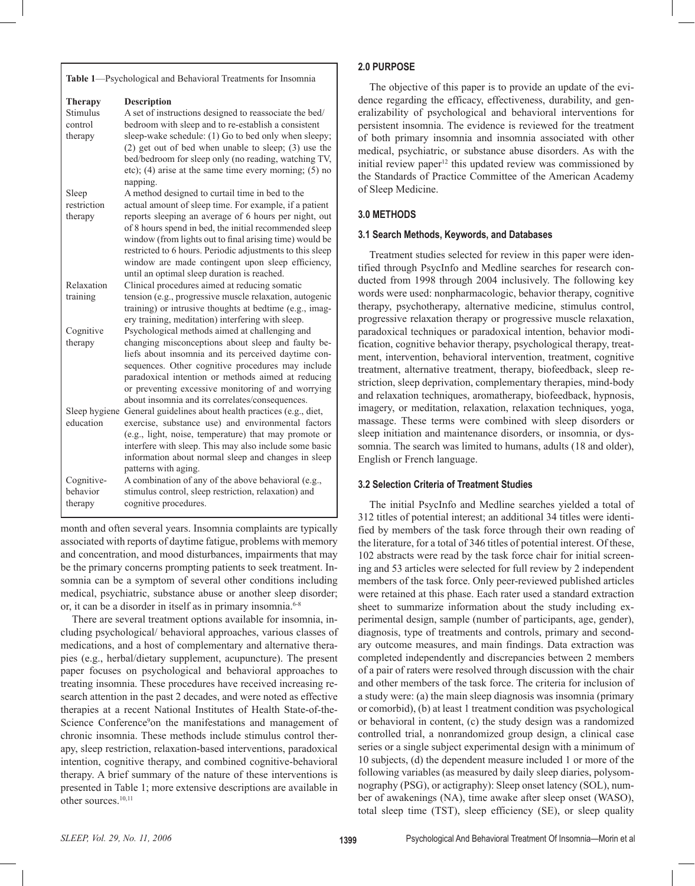**Table 1**—Psychological and Behavioral Treatments for Insomnia

| Therapy | Description |
|---|---|
| Stimulus control therapy | A set of instructions designed to reassociate the bed/bedroom with sleep and to re-establish a consistent sleep-wake schedule: (1) Go to bed only when sleepy; (2) get out of bed when unable to sleep; (3) use the bed/bedroom for sleep only (no reading, watching TV, etc); (4) arise at the same time every morning; (5) no napping. |
| Sleep restriction therapy | A method designed to curtail time in bed to the actual amount of sleep time. For example, if a patient reports sleeping an average of 6 hours per night, out of 8 hours spend in bed, the initial recommended sleep window (from lights out to final arising time) would be restricted to 6 hours. Periodic adjustments to this sleep window are made contingent upon sleep efficiency, until an optimal sleep duration is reached. |
| Relaxation training | Clinical procedures aimed at reducing somatic tension (e.g., progressive muscle relaxation, autogenic training) or intrusive thoughts at bedtime (e.g., imagery training, meditation) interfering with sleep. |
| Cognitive therapy | Psychological methods aimed at challenging and changing misconceptions about sleep and faulty beliefs about insomnia and its perceived daytime consequences. Other cognitive procedures may include paradoxical intention or methods aimed at reducing or preventing excessive monitoring of and worrying about insomnia and its correlates/consequences. |
| Sleep hygiene education | General guidelines about health practices (e.g., diet, exercise, substance use) and environmental factors (e.g., light, noise, temperature) that may promote or interfere with sleep. This may also include some basic information about normal sleep and changes in sleep patterns with aging. |
| Cognitive-behavior therapy | A combination of any of the above behavioral (e.g., stimulus control, sleep restriction, relaxation) and cognitive procedures. |

month and often several years. Insomnia complaints are typically associated with reports of daytime fatigue, problems with memory and concentration, and mood disturbances, impairments that may be the primary concerns prompting patients to seek treatment. Insomnia can be a symptom of several other conditions including medical, psychiatric, substance abuse or another sleep disorder; or, it can be a disorder in itself as in primary insomnia.[6-8]

There are several treatment options available for insomnia, including psychological/ behavioral approaches, various classes of medications, and a host of complementary and alternative therapies (e.g., herbal/dietary supplement, acupuncture). The present paper focuses on psychological and behavioral approaches to treating insomnia. These procedures have received increasing research attention in the past 2 decades, and were noted as effective therapies at a recent National Institutes of Health State-of-the-Science Conference[9] on the manifestations and management of chronic insomnia. These methods include stimulus control therapy, sleep restriction, relaxation-based interventions, paradoxical intention, cognitive therapy, and combined cognitive-behavioral therapy. A brief summary of the nature of these interventions is presented in Table 1; more extensive descriptions are available in other sources.[10,11]

## 2.0 PURPOSE

The objective of this paper is to provide an update of the evidence regarding the efficacy, effectiveness, durability, and generalizability of psychological and behavioral interventions for persistent insomnia. The evidence is reviewed for the treatment of both primary insomnia and insomnia associated with other medical, psychiatric, or substance abuse disorders. As with the initial review paper[12] this updated review was commissioned by the Standards of Practice Committee of the American Academy of Sleep Medicine.

## 3.0 METHODS

### 3.1 Search Methods, Keywords, and Databases

Treatment studies selected for review in this paper were identified through PsycInfo and Medline searches for research conducted from 1998 through 2004 inclusively. The following key words were used: nonpharmacologic, behavior therapy, cognitive therapy, psychotherapy, alternative medicine, stimulus control, progressive relaxation therapy or progressive muscle relaxation, paradoxical techniques or paradoxical intention, behavior modification, cognitive behavior therapy, psychological therapy, treatment, intervention, behavioral intervention, treatment, cognitive treatment, alternative treatment, therapy, biofeedback, sleep restriction, sleep deprivation, complementary therapies, mind-body and relaxation techniques, aromatherapy, biofeedback, hypnosis, imagery, or meditation, relaxation, relaxation techniques, yoga, massage. These terms were combined with sleep disorders or sleep initiation and maintenance disorders, or insomnia, or dyssomnia. The search was limited to humans, adults (18 and older), English or French language.

### 3.2 Selection Criteria of Treatment Studies

The initial PsycInfo and Medline searches yielded a total of 312 titles of potential interest; an additional 34 titles were identified by members of the task force through their own reading of the literature, for a total of 346 titles of potential interest. Of these, 102 abstracts were read by the task force chair for initial screening and 53 articles were selected for full review by 2 independent members of the task force. Only peer-reviewed published articles were retained at this phase. Each rater used a standard extraction sheet to summarize information about the study including experimental design, sample (number of participants, age, gender), diagnosis, type of treatments and controls, primary and secondary outcome measures, and main findings. Data extraction was completed independently and discrepancies between 2 members of a pair of raters were resolved through discussion with the chair and other members of the task force. The criteria for inclusion of a study were: (a) the main sleep diagnosis was insomnia (primary or comorbid), (b) at least 1 treatment condition was psychological or behavioral in content, (c) the study design was a randomized controlled trial, a nonrandomized group design, a clinical case series or a single subject experimental design with a minimum of 10 subjects, (d) the dependent measure included 1 or more of the following variables (as measured by daily sleep diaries, polysomnography (PSG), or actigraphy): Sleep onset latency (SOL), number of awakenings (NA), time awake after sleep onset (WASO), total sleep time (TST), sleep efficiency (SE), or sleep quality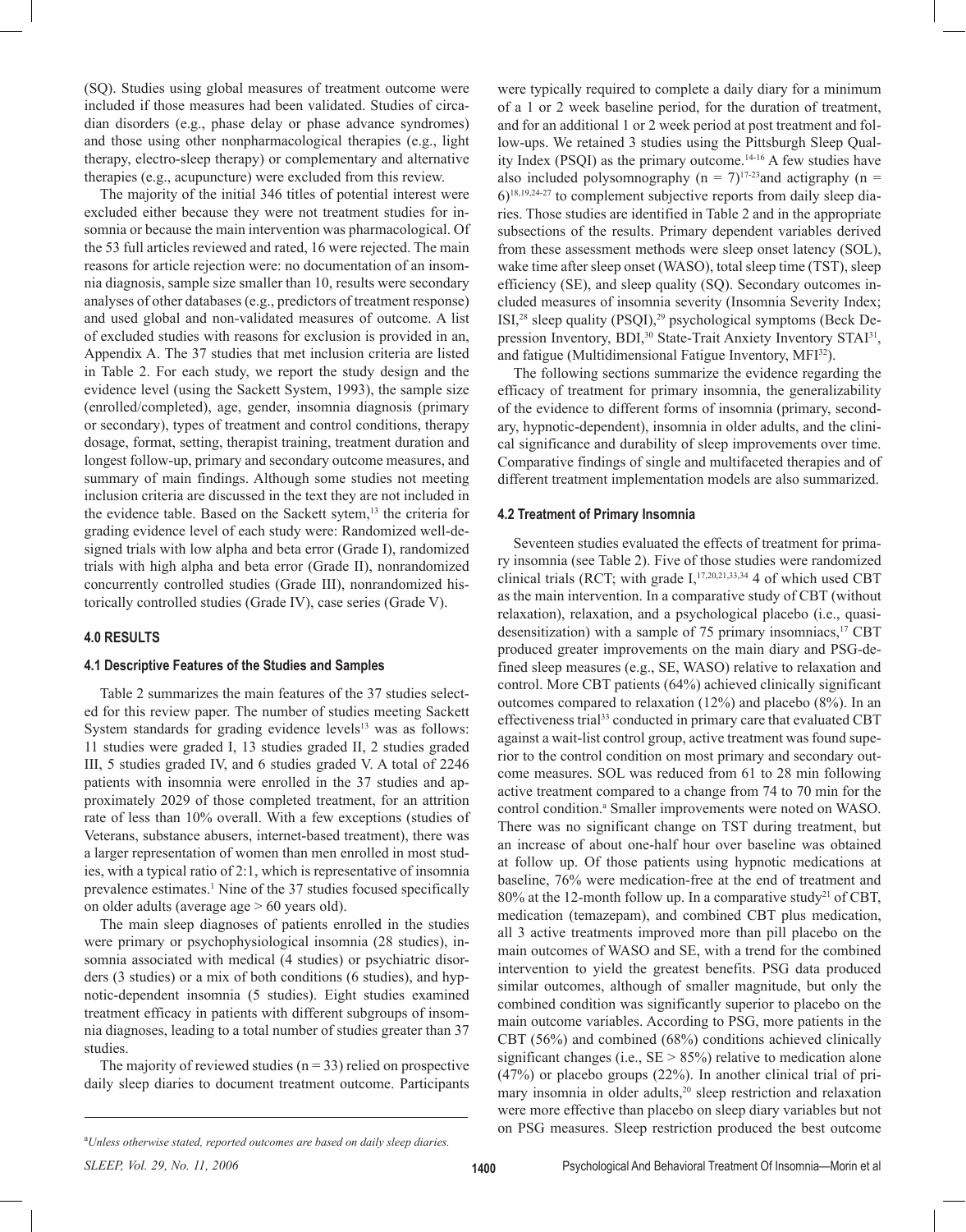(SQ). Studies using global measures of treatment outcome were included if those measures had been validated. Studies of circadian disorders (e.g., phase delay or phase advance syndromes) and those using other nonpharmacological therapies (e.g., light therapy, electro-sleep therapy) or complementary and alternative therapies (e.g., acupuncture) were excluded from this review.

The majority of the initial 346 titles of potential interest were excluded either because they were not treatment studies for insomnia or because the main intervention was pharmacological. Of the 53 full articles reviewed and rated, 16 were rejected. The main reasons for article rejection were: no documentation of an insomnia diagnosis, sample size smaller than 10, results were secondary analyses of other databases (e.g., predictors of treatment response) and used global and non-validated measures of outcome. A list of excluded studies with reasons for exclusion is provided in an, Appendix A. The 37 studies that met inclusion criteria are listed in Table 2. For each study, we report the study design and the evidence level (using the Sackett System, 1993), the sample size (enrolled/completed), age, gender, insomnia diagnosis (primary or secondary), types of treatment and control conditions, therapy dosage, format, setting, therapist training, treatment duration and longest follow-up, primary and secondary outcome measures, and summary of main findings. Although some studies not meeting inclusion criteria are discussed in the text they are not included in the evidence table. Based on the Sackett sytem,[13] the criteria for grading evidence level of each study were: Randomized well-designed trials with low alpha and beta error (Grade I), randomized trials with high alpha and beta error (Grade II), nonrandomized concurrently controlled studies (Grade III), nonrandomized historically controlled studies (Grade IV), case series (Grade V).

## 4.0 RESULTS

### 4.1 Descriptive Features of the Studies and Samples

Table 2 summarizes the main features of the 37 studies selected for this review paper. The number of studies meeting Sackett System standards for grading evidence levels[13] was as follows: 11 studies were graded I, 13 studies graded II, 2 studies graded III, 5 studies graded IV, and 6 studies graded V. A total of 2246 patients with insomnia were enrolled in the 37 studies and approximately 2029 of those completed treatment, for an attrition rate of less than 10% overall. With a few exceptions (studies of Veterans, substance abusers, internet-based treatment), there was a larger representation of women than men enrolled in most studies, with a typical ratio of 2:1, which is representative of insomnia prevalence estimates.[1] Nine of the 37 studies focused specifically on older adults (average age > 60 years old).

The main sleep diagnoses of patients enrolled in the studies were primary or psychophysiological insomnia (28 studies), insomnia associated with medical (4 studies) or psychiatric disorders (3 studies) or a mix of both conditions (6 studies), and hypnotic-dependent insomnia (5 studies). Eight studies examined treatment efficacy in patients with different subgroups of insomnia diagnoses, leading to a total number of studies greater than 37 studies.

The majority of reviewed studies (n = 33) relied on prospective daily sleep diaries to document treatment outcome. Participants were typically required to complete a daily diary for a minimum of a 1 or 2 week baseline period, for the duration of treatment, and for an additional 1 or 2 week period at post treatment and follow-ups. We retained 3 studies using the Pittsburgh Sleep Quality Index (PSQI) as the primary outcome.[14-16] A few studies have also included polysomnography (n = 7)[17-23] and actigraphy (n = 6)[18,19,24-27] to complement subjective reports from daily sleep diaries. Those studies are identified in Table 2 and in the appropriate subsections of the results. Primary dependent variables derived from these assessment methods were sleep onset latency (SOL), wake time after sleep onset (WASO), total sleep time (TST), sleep efficiency (SE), and sleep quality (SQ). Secondary outcomes included measures of insomnia severity (Insomnia Severity Index; ISI,[28] sleep quality (PSQI),[29] psychological symptoms (Beck Depression Inventory, BDI,[30] State-Trait Anxiety Inventory STAI[31], and fatigue (Multidimensional Fatigue Inventory, MFI[32]).

The following sections summarize the evidence regarding the efficacy of treatment for primary insomnia, the generalizability of the evidence to different forms of insomnia (primary, secondary, hypnotic-dependent), insomnia in older adults, and the clinical significance and durability of sleep improvements over time. Comparative findings of single and multifaceted therapies and of different treatment implementation models are also summarized.

### 4.2 Treatment of Primary Insomnia

Seventeen studies evaluated the effects of treatment for primary insomnia (see Table 2). Five of those studies were randomized clinical trials (RCT; with grade I,[17,20,21,33,34] 4 of which used CBT as the main intervention. In a comparative study of CBT (without relaxation), relaxation, and a psychological placebo (i.e., quasi-desensitization) with a sample of 75 primary insomniacs,[17] CBT produced greater improvements on the main diary and PSG-defined sleep measures (e.g., SE, WASO) relative to relaxation and control. More CBT patients (64%) achieved clinically significant outcomes compared to relaxation (12%) and placebo (8%). In an effectiveness trial[33] conducted in primary care that evaluated CBT against a wait-list control group, active treatment was found superior to the control condition on most primary and secondary outcome measures. SOL was reduced from 61 to 28 min following active treatment compared to a change from 74 to 70 min for the control condition.[a] Smaller improvements were noted on WASO. There was no significant change on TST during treatment, but an increase of about one-half hour over baseline was obtained at follow up. Of those patients using hypnotic medications at baseline, 76% were medication-free at the end of treatment and 80% at the 12-month follow up. In a comparative study[21] of CBT, medication (temazepam), and combined CBT plus medication, all 3 active treatments improved more than pill placebo on the main outcomes of WASO and SE, with a trend for the combined intervention to yield the greatest benefits. PSG data produced similar outcomes, although of smaller magnitude, but only the combined condition was significantly superior to placebo on the main outcome variables. According to PSG, more patients in the CBT (56%) and combined (68%) conditions achieved clinically significant changes (i.e., SE > 85%) relative to medication alone (47%) or placebo groups (22%). In another clinical trial of primary insomnia in older adults,[20] sleep restriction and relaxation were more effective than placebo on sleep diary variables but not on PSG measures. Sleep restriction produced the best outcome

[a]*Unless otherwise stated, reported outcomes are based on daily sleep diaries.*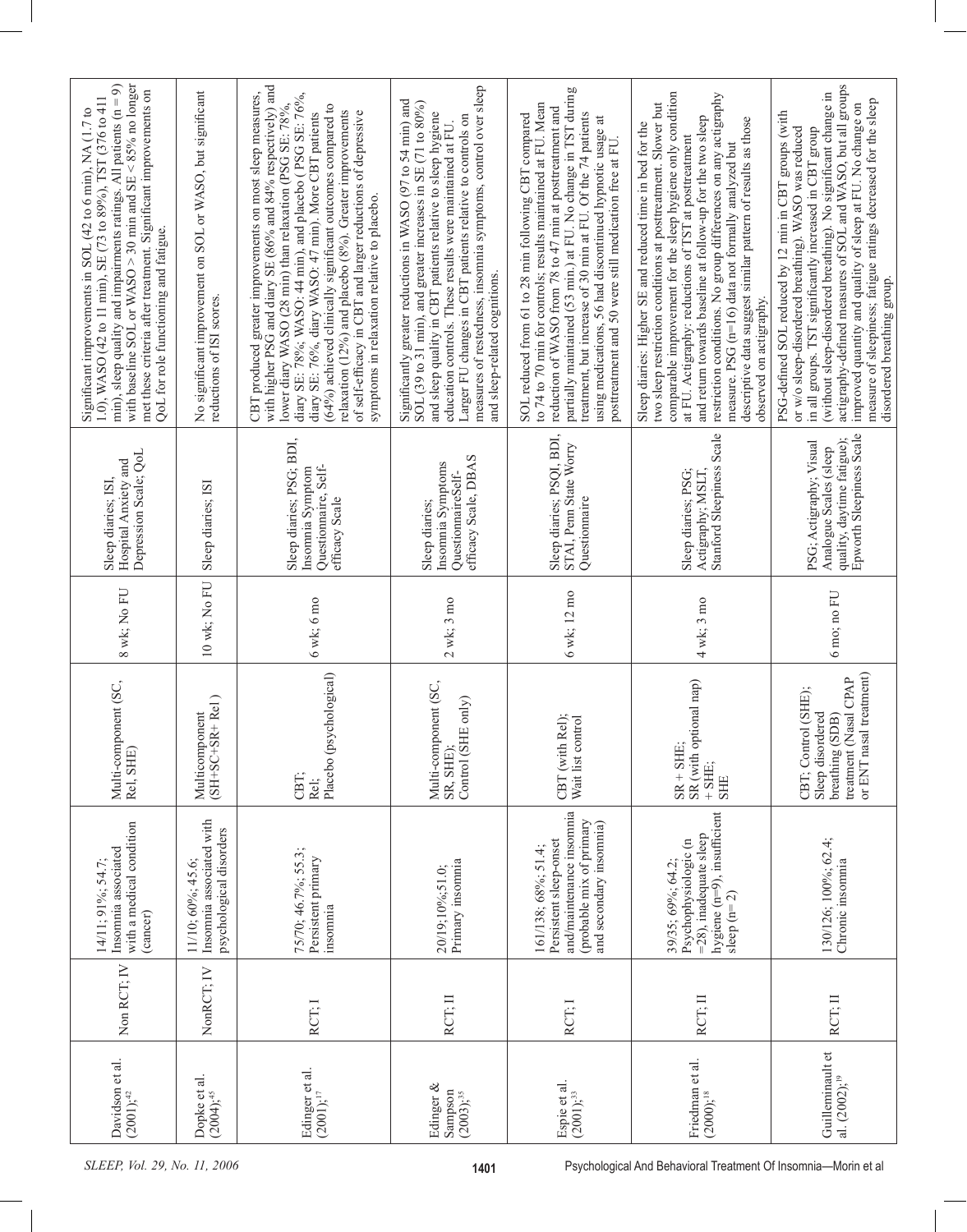| | | | | | | | |
|---|---|---|---|---|---|---|---|
| Davidson et al. (2001);[42] | Non RCT; IV | 14/11; 91%; 54.7; Insomnia associated with a medical condition (cancer) | Multi-component (SC, Rel, SHE) | 8 wk; No FU | Sleep diaries; ISI, Hospital Anxiety and Depression Scale; QoL | Significant improvements in SOL (42 to 6 min), NA (1.7 to 1.0), WASO (42 to 11 min), SE (73 to 89%), TST (376 to 411 min), sleep quality and impairments ratings. All patients (n = 9) with baseline SOL or WASO > 30 min and SE < 85% no longer met these criteria after treatment. Significant improvements on QoL for role functioning and fatigue. |
| Dopke et al. (2004);[45] | NonRCT; IV | 11/10; 60%; 45.6; Insomnia associated with psychological disorders | Multicomponent (SH+SC+SR+ Rel ) | 10 wk; No FU | Sleep diaries; ISI | No significant improvement on SOL or WASO, but significant reductions of ISI scores. |
| Edinger et al. (2001);[17] | RCT; I | 75/70; 46.7%; 55.3; Persistent primary insomnia | CBT; Rel; Placebo (psychological) | 6 wk; 6 mo | Sleep diaries; PSG; BDI, Insomnia Symptom Questionnaire, Self-efficacy Scale | CBT produced greater improvements on most sleep measures, with higher PSG and diary SE (86% and 84% respectively) and lower diary WASO (28 min) than relaxation (PSG SE: 78%, diary SE: 78%; WASO: 44 min), and placebo ( PSG SE: 76%, diary SE: 76%, diary WASO: 47 min). More CBT patients (64%) achieved clinically significant outcomes compared to relaxation (12%) and placebo (8%). Greater improvements of self-efficacy in CBT and larger reductions of depressive symptoms in relaxation relative to placebo. |
| Edinger & Sampson (2003);[35] | RCT; II | 20/19; 10%; 51.0; Primary insomnia | Multi-component (SC, SR, SHE); Control (SHE only) | 2 wk; 3 mo | Sleep diaries; Insomnia Symptoms Questionnaire; Self-efficacy Scale, DBAS | Significantly greater reductions in WASO (97 to 54 min) and SOL (39 to 31 min), and greater increases in SE (71 to 80%) and sleep quality in CBT patients relative to sleep hygiene education controls. These results were maintained at FU. Larger FU changes in CBT patients relative to controls on measures of restedness, insomnia symptoms, control over sleep and sleep-related cognitions. |
| Espie et al. (2001);[33] | RCT; I | 161/138; 68%; 51.4; Persistent sleep-onset and/maintenance insomnia (probable mix of primary and secondary insomnia) | CBT (with Rel); Wait list control | 6 wk; 12 mo | Sleep diaries; PSQI, BDI, STAI, Penn State Worry Questionnaire | SOL reduced from 61 to 28 min following CBT compared to 74 to 70 min for controls; results maintained at FU. Mean reduction of WASO from 78 to 47 min at posttreatment and partially maintained (53 min.) at FU. No change in TST during treatment, but increase of 30 min at FU. Of the 74 patients using medications, 56 had discontinued hypnotic usage at posttreatment and 50 were still medication free at FU. |
| Friedman et al. (2000);[18] | RCT; II | 39/35; 69%; 64.2; Psychophysiologic (n =28), inadequate sleep hygiene (n=9), insufficient sleep (n= 2) | SR + SHE; SR (with optional nap) + SHE; SHE | 4 wk; 3 mo | Sleep diaries; PSG; Actigraphy; MSLT, Stanford Sleepiness Scale | Sleep diaries: Higher SE and reduced time in bed for the two sleep restriction conditions at posttreatment. Slower but comparable improvement for the sleep hygiene only condition at FU. Actigraphy: reductions of TST at posttreatment and return towards baseline at follow-up for the two sleep restriction conditions. No group differences on any actigraphy measure. PSG (n=16) data not formally analyzed but descriptive data suggest similar pattern of results as those observed on actigraphy. |
| Guilleminault et al. (2002);[19] | RCT; II | 130/126; 100%; 62.4; Chronic insomnia | CBT; Control (SHE); Sleep disordered breathing (SDB) treatment (Nasal CPAP or ENT nasal treatment) | 6 mo; no FU | PSG; Actigraphy; Visual Analogue Scales (sleep quality, daytime fatigue); Epworth Sleepiness Scale | PSG-defined SOL reduced by 12 min in CBT groups (with or w/o sleep-disordered breathing). WASO was reduced in all groups. TST significantly increased in CBT group (without sleep-disordered breathing). No significant change in actigraphy-defined measures of SOL and WASO, but all groups improved quantity and quality of sleep at FU. No change on measure of sleepiness; fatigue ratings decreased for the sleep disordered breathing group. |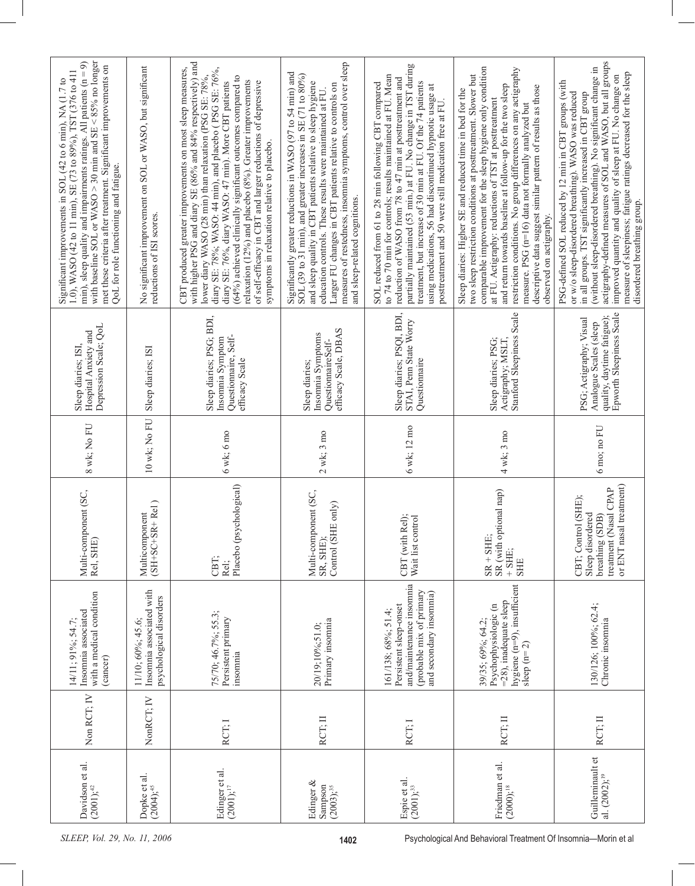| | | | | | | | |
|---|---|---|---|---|---|---|---|
| Davidson et al. (2001);[42] | Non RCT; IV | 14/11; 91%; 54.7; Insomnia associated with a medical condition (cancer) | Multi-component (SC, Rel, SHE) | 8 wk; No FU | Sleep diaries; ISI, Hospital Anxiety and Depression Scale; QoL | Significant improvements in SOL (42 to 6 min), NA (1.7 to 1.0), WASO (42 to 11 min), SE (73 to 89%), TST (376 to 411 min), sleep quality and impairments ratings. All patients (n = 9) with baseline SOL or WASO > 30 min and SE < 85% no longer met these criteria after treatment. Significant improvements on QoL for role functioning and fatigue. |
| Dopke et al. (2004);[45] | NonRCT; IV | 11/10; 60%; 45.6; Insomnia associated with psychological disorders | Multicomponent (SH+SC+SR+ Rel ) | 10 wk; No FU | Sleep diaries; ISI | No significant improvement on SOL or WASO, but significant reductions of ISI scores. |
| Edinger et al. (2001);[17] | RCT; I | 75/70; 46.7%; 55.3; Persistent primary insomnia | CBT; Rel; Placebo (psychological) | 6 wk; 6 mo | Sleep diaries; PSG; BDI, Insomnia Symptom Questionnaire, Self-efficacy Scale | CBT produced greater improvements on most sleep measures, with higher PSG and diary SE (86% and 84% respectively) and lower diary WASO (28 min) than relaxation (PSG SE: 78%, diary SE: 78%; WASO: 44 min), and placebo ( PSG SE: 76%, diary SE: 76%, diary WASO: 47 min). More CBT patients (64%) achieved clinically significant outcomes compared to relaxation (12%) and placebo (8%). Greater improvements of self-efficacy in CBT and larger reductions of depressive symptoms in relaxation relative to placebo. |
| Edinger & Sampson (2003);[55] | RCT; II | 20/19; 10%; 51.0; Primary insomnia | Multi-component (SC, SR, SHE); Control (SHE only) | 2 wk; 3 mo | Sleep diaries; Insomnia Symptoms QuestionnaireSelf-efficacy Scale, DBAS | Significantly greater reductions in WASO (97 to 54 min) and SOL (39 to 31 min), and greater increases in SE (71 to 80%) and sleep quality in CBT patients relative to sleep hygiene education controls. These results were maintained at FU. Larger FU changes in CBT patients relative to controls on measures of restedness, insomnia symptoms, control over sleep and sleep-related cognitions. |
| Espie et al. (2001);[33] | RCT; I | 161/138; 68%; 51.4; Persistent sleep-onset and/maintenance insomnia (probable mix of primary and secondary insomnia) | CBT (with Rel); Wait list control | 6 wk; 12 mo | Sleep diaries; PSQI, BDI, STAI, Penn State Worry Questionnaire | SOL reduced from 61 to 28 min following CBT compared to 74 to 70 min for controls; results maintained at FU. Mean reduction of WASO from 78 to 47 min at posttreatment and partially maintained (53 min.) at FU. No change in TST during treatment, but increase of 30 min at FU. Of the 74 patients using medications, 56 had discontinued hypnotic usage at posttreatment and 50 were still medication free at FU. |
| Friedman et al. (2000);[18] | RCT; II | 39/35; 69%; 64.2; Psychophysiologic (n =28), inadequate sleep hygiene (n=9), insufficient sleep (n= 2) | SR + SHE; SR (with optional nap) + SHE; SHE | 4 wk; 3 mo | Sleep diaries; PSG; Actigraphy; MSLT, Stanford Sleepiness Scale | Sleep diaries: Higher SE and reduced time in bed for the two sleep restriction conditions at posttreatment. Slower but comparable improvement for the sleep hygiene only condition at FU. Actigraphy: reductions of TST at posttreatment and return towards baseline at follow-up for the two sleep restriction conditions. No group differences on any actigraphy measure. PSG (n=16) data not formally analyzed but descriptive data suggest similar pattern of results as those observed on actigraphy. |
| Guilleminault et al. (2002);[19] | RCT; II | 130/126; 100%; 62.4; Chronic insomnia | CBT; Control (SHE); Sleep disordered breathing (SDB) treatment (Nasal CPAP or ENT nasal treatment) | 6 mo; no FU | PSG; Actigraphy; Visual Analogue Scales (sleep quality, daytime fatigue); Epworth Sleepiness Scale | PSG-defined SOL reduced by 12 min in CBT groups (with or w/o sleep-disordered breathing). WASO was reduced in all groups. TST significantly increased in CBT group (without sleep-disordered breathing). No significant change in actigraphy-defined measures of SOL and WASO, but all groups improved quantity and quality of sleep at FU. No change on measure of sleepiness; fatigue ratings decreased for the sleep disordered breathing group. |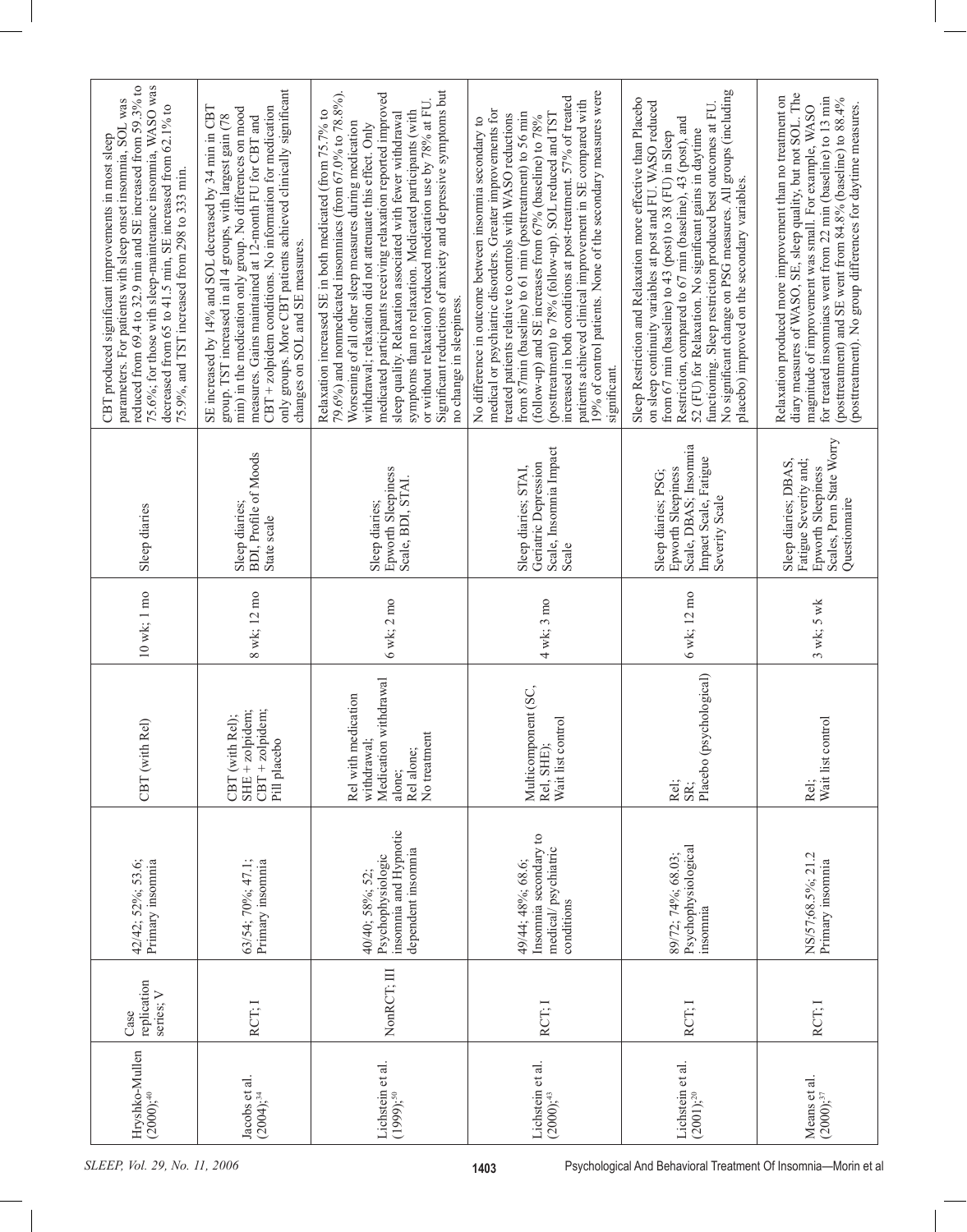| | | | | | | | |
|---|---|---|---|---|---|---|---|
| Hryshko-Mullen (2000);[40] | Case replication series; V | 42/42; 52%; 53.6; Primary insomnia | CBT (with Rel) | 10 wk; 1 mo | Sleep diaries | | CBT produced significant improvements in most sleep parameters. For patients with sleep onset insomnia, SOL was reduced from 69.4 to 32.9 min and SE increased from 59.3% to 75.6%; for those with sleep-maintenance insomnia, WASO was decreased from 65 to 41.5 min, SE increased from 62.1% to 75.9%, and TST increased from 298 to 333 min. |
| Jacobs et al. (2004);[34] | RCT; I | 63/54; 70%; 47.1; Primary insomnia | CBT (with Rel); SHE + zolpidem; CBT + zolpidem; Pill placebo | 8 wk; 12 mo | Sleep diaries; BDI, Profile of Moods State scale | | SE increased by 14% and SOL decreased by 34 min in CBT group. TST increased in all 4 groups, with largest gain (78 min) in the medication only group. No differences on mood measures. Gains maintained at 12-month FU for CBT and CBT + zolpidem conditions. No information for medication only groups. More CBT patients achieved clinically significant changes on SOL and SE measures. |
| Lichstein et al. (1999);[50] | NonRCT; III | 40/40; 58%; 52; Psychophysiologic insomnia and Hypnotic dependent insomnia | Rel with medication withdrawal; Medication withdrawal alone; Rel alone; No treatment | 6 wk; 2 mo | Sleep diaries; Epworth Sleepiness Scale, BDI, STAI. | | Relaxation increased SE in both medicated (from 75.7% to 79.6%) and nonmedicated insomniacs (from 67.0% to 78.8%). Worsening of all other sleep measures during medication withdrawal; relaxation did not attenuate this effect. Only medicated participants receiving relaxation reported improved sleep quality. Relaxation associated with fewer withdrawal symptoms than no relaxation. Medicated participants (with or without relaxation) reduced medication use by 78% at FU. Significant reductions of anxiety and depressive symptoms but no change in sleepiness. |
| Lichstein et al. (2000);[43] | RCT; I | 49/44; 48%; 68.6; Insomnia secondary to medical/ psychiatric conditions | Multicomponent (SC, Rel, SHE); Wait list control | 4 wk; 3 mo | Sleep diaries; STAI, Geriatric Depression Scale, Insomnia Impact Scale | | No difference in outcome between insomnia secondary to medical or psychiatric disorders. Greater improvements for treated patients relative to controls with WASO reductions from 87min (baseline) to 61 min (posttreatment) to 56 min (follow-up) and SE increases from 67% (baseline) to 78% (posttreatment) to 78% (follow-up). SOL reduced and TST increased in both conditions at post-treatment. 57% of treated patients achieved clinical improvement in SE compared with 19% of control patients. None of the secondary measures were significant. |
| Lichstein et al. (2001);[20] | RCT; I | 89/72; 74%; 68.03; Psychophysiological insomnia | Rel; SR; Placebo (psychological) | 6 wk; 12 mo | Sleep diaries; PSG; Epworth Sleepiness Scale, DBAS; Insomnia Impact Scale, Fatigue Severity Scale | | Sleep Restriction and Relaxation more effective than Placebo on sleep continuity variables at post and FU. WASO reduced from 67 min (baseline) to 43 (post) to 38 (FU) in Sleep Restriction, compared to 67 min (baseline), 43 (post), and 52 (FU) for Relaxation. No significant gains in daytime functioning. Sleep restriction produced best outcomes at FU. No significant change on PSG measures. All groups (including placebo) improved on the secondary variables. |
| Means et al. (2000);[37] | RCT; I | NS/57;68.5%; 21.2 Primary insomnia | Rel; Wait list control | 3 wk; 5 wk | Sleep diaries; DBAS, Fatigue Severity and; Epworth Sleepiness Scales, Penn State Worry Questionnaire | | Relaxation produced more improvement than no treatment on diary measures of WASO, SE, sleep quality, but not SOL. The magnitude of improvement was small. For example, WASO for treated insomniacs went from 22 min (baseline) to 13 min (posttreatment) and SE went from 84.8% (baseline) to 88.4% (posttreatment). No group differences for daytime measures. |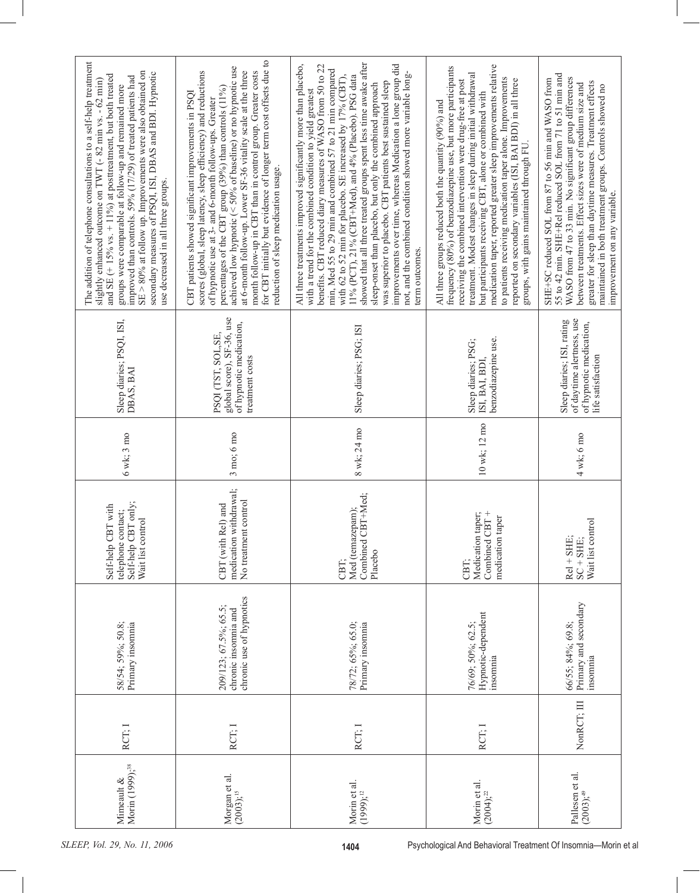| | | | | | | | |
|---|---|---|---|---|---|---|---|
| Mimeault & Morin (1999);[38] | RCT; I | 58/54; 59%; 50.8; Primary insomnia | Self-help CBT with telephone contact; Self-help CBT only; Wait list control | 6 wk; 3 mo | Sleep diaries; PSQI, ISI, DBAS, BAI | The addition of telephone consultations to a self-help treatment slightly enhanced outcome on TWT (- 82 min vs. - 62 min) and SE (+ 15% vs. + 11%) at posttreatment, but both treated groups were comparable at follow-up and remained more improved than controls. 59% (17/29) of treated patients had SE > 80% at follow up. Improvements were also obtained on secondary measures of PSQI, ISI, DBAS and BDI. Hypnotic use decreased in all three groups. |
| Morgan et al. (2003);[15] | RCT; I | 209/123; 67.5%; 65.5; chronic insomnia and chronic use of hypnotics | CBT (with Rel) and medication withdrawal; No treatment control | 3 mo; 6 mo | PSQI (TST, SOL,SE, global score), SF-36, use of hypnotic medication, treatment costs | CBT patients showed significant improvements in PSQI scores (global, sleep latency, sleep efficiency) and reductions of hypnotic use at 3- and 6-month follow-ups. Greater percentages of the CBT group (39%) than controls (11%) achieved low hypnotic (< 50% of baseline) or no hypnotic use at 6-month follow-up. Lower SF-36 vitality scale at the three month follow-up in CBT than in control group. Greater costs for CBT initially but evidence of longer term cost offsets due to reduction of sleep medication usage. |
| Morin et al. (1999);[12] | RCT; I | 78/72; 65%; 65.0; Primary insomnia | CBT; Med (temazepam); Combined CBT+Med; Placebo | 8 wk; 24 mo | Sleep diaries; PSG; ISI | All three treatments improved significantly more than placebo, with a trend for the combined condition to yield greatest benefits. CBT reduced diary measures of WASO from 50 to 22 min, Med 55 to 29 min and combined 57 to 21 min compared with 62 to 52 min for placebo. SE increased by 17% (CBT), 11% (PCT), 21% (CBT+Med), and 4% (Placebo). PSG data showed that all three treated groups spent less time awake after sleep-onset than placebo, but only the combined approach was superior to placebo. CBT patients best sustained sleep improvements over time, whereas Medication a lone group did not, and the combined condition showed more variable long-term outcomes. |
| Morin et al. (2004);[22] | RCT; I | 76/69; 50%; 62.5; Hypnotic-dependent insomnia | CBT; Medication taper; Combined CBT + medication taper | 10 wk; 12 mo | Sleep diaries; PSG; ISI, BAI, BDI, benzodiazepine use. | All three groups reduced both the quantity (90%) and frequency (80%) of benzodiazepine use, but more participants receiving the combined intervention were drug-free at post treatment. Modest changes in sleep during initial withdrawal but participants receiving CBT, alone or combined with medication taper, reported greater sleep improvements relative to patients receiving medication taper alone. Improvements reported on secondary variables (ISI, BAI BDI) in all three groups, with gains maintained through FU. |
| Pallesen et al. (2003);[49] | NonRCT; III | 66/55; 84%; 69.8; Primary and secondary insomnia | Rel + SHE; SC + SHE; Wait list control | 4 wk; 6 mo | Sleep diaries; ISI, rating of daytime alertness, use of hypnotic medication, life satisfaction | SHE+SC reduced SOL from 87 to 56 min and WASO from 55 to 42 min. SHE+Rel reduced SOL from 71 to 51 min and WASO from 47 to 33 min. No significant group differences between treatments. Effect sizes were of medium size and greater for sleep than daytime measures. Treatment effects maintained in both treatment groups. Controls showed no improvement on any variable. |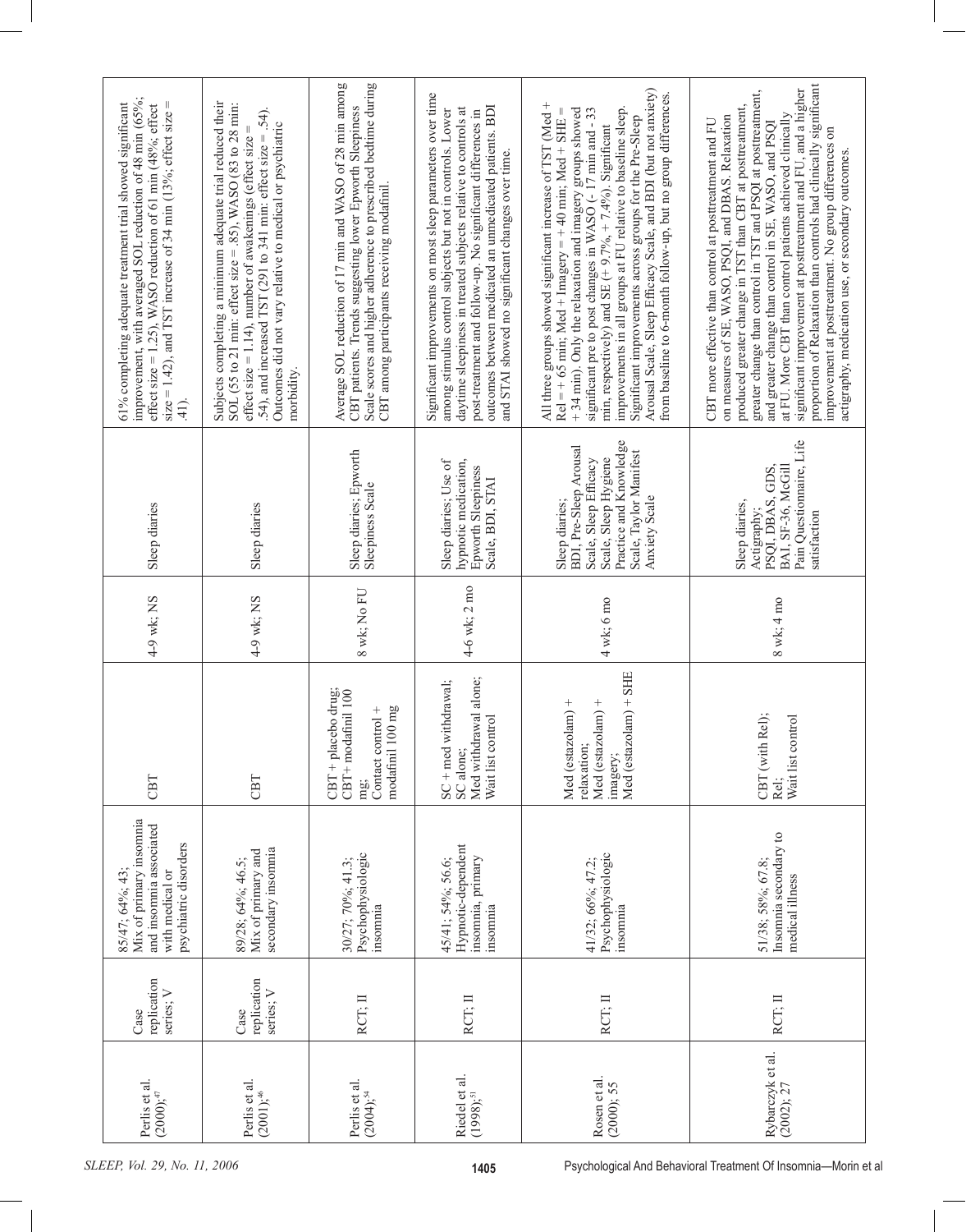| | | | | | | | |
|---|---|---|---|---|---|---|---|
| Perlis et al. (2000);[47] | Case replication series; V | 85/47; 64%; 43; Mix of primary insomnia and insomnia associated with medical or psychiatric disorders | CBT | 4-9 wk; NS | Sleep diaries | 61% completing adequate treatment trial showed significant improvement, with averaged SOL reduction of 48 min (65%; effect size = 1.25), WASO reduction of 61 min (48%; effect size = 1.42), and TST increase of 34 min (13%; effect size = .41). |
| Perlis et al. (2001);[46] | Case replication series; V | 89/28; 64%; 46.5; Mix of primary and secondary insomnia | CBT | 4-9 wk; NS | Sleep diaries | Subjects completing a minimum adequate trial reduced their SOL (55 to 21 min: effect size = .85), WASO (83 to 28 min: effect size = 1.14), number of awakenings (effect size = .54), and increased TST (291 to 341 min: effect size = .54). Outcomes did not vary relative to medical or psychiatric morbidity. |
| Perlis et al. (2004);[54] | RCT; II | 30/27; 70%; 41.3; Psychophysiologic insomnia | CBT + placebo drug; CBT+ modafinil 100 mg; Contact control + modafinil 100 mg | 8 wk; No FU | Sleep diaries; Epworth Sleepiness Scale | Average SOL reduction of 17 min and WASO of 28 min among CBT patients. Trends suggesting lower Epworth Sleepiness Scale scores and higher adherence to prescribed bedtime during CBT among participants receiving modafinil. |
| Riedel et al. (1998);[51] | RCT; II | 45/41; 54%; 56.6; Hypnotic-dependent insomnia, primary insomnia | SC + med withdrawal; SC alone; Med withdrawal alone; Wait list control | 4-6 wk; 2 mo | Sleep diaries; Use of hypnotic medication, Epworth Sleepiness Scale, BDI, STAI | Significant improvements on most sleep parameters over time among stimulus control subjects but not in controls. Lower daytime sleepiness in treated subjects relative to controls at post-treatment and follow-up. No significant differences in outcomes between medicated an unmedicated patients. BDI and STAI showed no significant changes over time. |
| Rosen et al. (2000); 55 | RCT; II | 41/32; 66%; 47.2; Psychophysiologic insomnia | Med (estazolam) + relaxation; Med (estazolam) + imagery; Med (estazolam) + SHE | 4 wk; 6 mo | Sleep diaries; BDI, Pre-Sleep Arousal Scale, Sleep Efficacy Scale, Sleep Hygiene Practice and Knowledge Scale, Taylor Manifest Anxiety Scale | All three groups showed significant increase of TST (Med + Rel = + 65 min; Med + Imagery = + 40 min; Med + SHE = + 34 min). Only the relaxation and imagery groups showed significant pre to post changes in WASO (- 17 min and - 33 min, respectively) and SE (+ 9.7%, + 7.4%). Significant improvements in all groups at FU relative to baseline sleep. Significant improvements across groups for the Pre-Sleep Arousal Scale, Sleep Efficacy Scale, and BDI (but not anxiety) from baseline to 6-month follow-up, but no group differences. |
| Rybarczyk et al. (2002); 27 | RCT; II | 51/38; 58%; 67.8; Insomnia secondary to medical illness | CBT (with Rel); Rel; Wait list control | 8 wk; 4 mo | Sleep diaries, Actigraphy; PSQI, DBAS, GDS, BAI, SF-36, McGill Pain Questionnaire, Life satisfaction | CBT more effective than control at posttreatment and FU on measures of SE, WASO, PSQI, and DBAS. Relaxation produced greater change in TST than CBT at posttreatment, greater change than control in TST and PSQI at posttreatment, and greater change than control in SE, WASO, and PSQI at FU. More CBT than control patients achieved clinically significant improvement at posttreatment and FU, and a higher proportion of Relaxation than controls had clinically significant improvement at posttreatment. No group differences on actigraphy, medication use, or secondary outcomes. |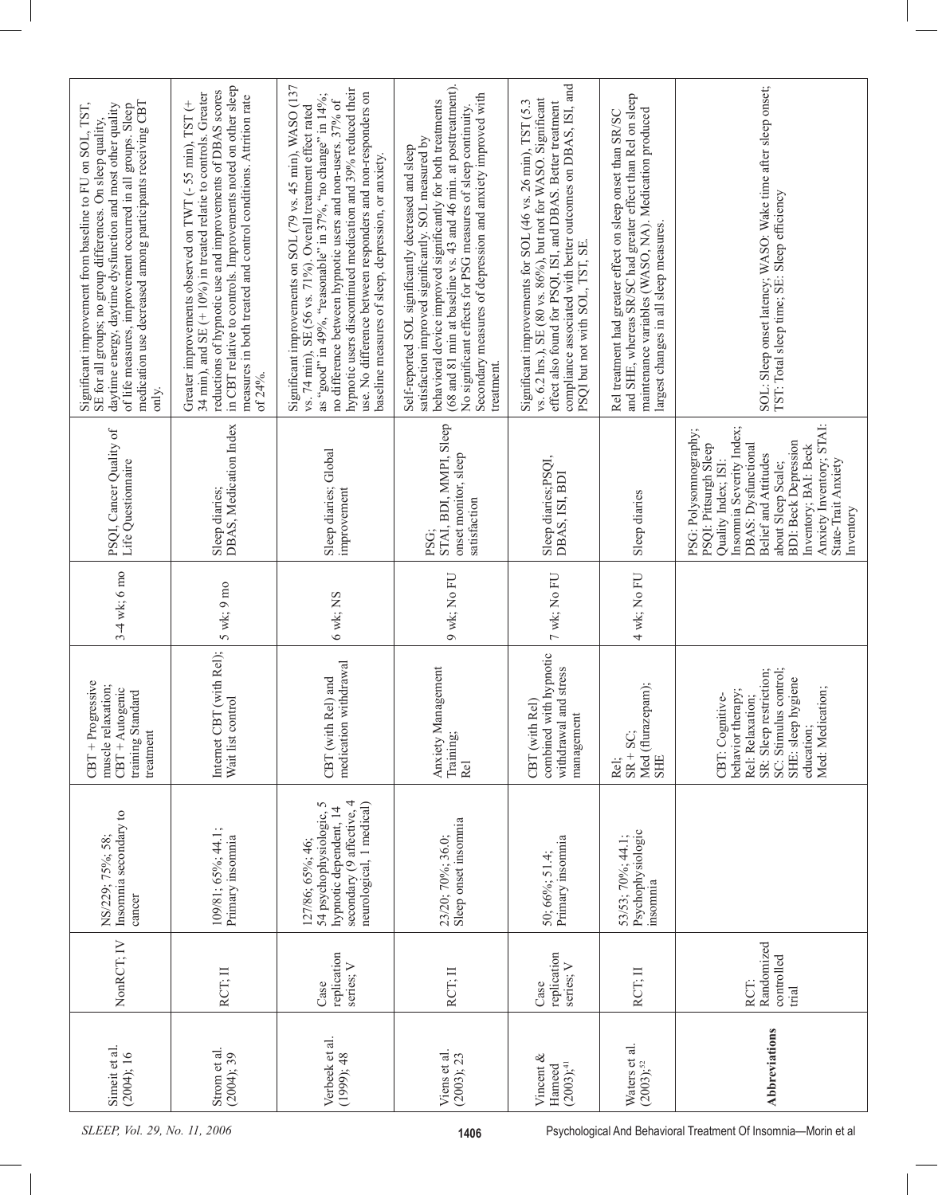| | | | | | | |
|---|---|---|---|---|---|---|
| Simeit et al. (2004); 16 | NonRCT; IV | NS/229; 75%; 58; Insomnia secondary to cancer | CBT + Progressive muscle relaxation; CBT + Autogenic training Standard treatment | 3-4 wk; 6 mo | PSQI, Cancer Quality of Life Questionnaire | Significant improvement from baseline to FU on SOL, TST, SE for all groups; no group differences. On sleep quality, daytime energy, daytime dysfunction and most other quality of life measures, improvement occurred in all groups. Sleep medication use decreased among participants receiving CBT only. |
| Strom et al. (2004); 39 | RCT; II | 109/81; 65%; 44.1; Primary insomnia | Internet CBT (with Rel); Wait list control | 5 wk; 9 mo | Sleep diaries; DBAS, Medication Index | Greater improvements observed on TWT (- 55 min), TST (+ 34 min), and SE (+ 10%) in treated relative to controls. Greater reductions of hypnotic use and improvements of DBAS scores in CBT relative to controls. Improvements noted on other sleep measures in both treated and control conditions. Attrition rate of 24%. |
| Verbeek et al. (1999); 48 | Case replication series; V | 127/86; 65%; 46; 54 psychophysiologic, 5 hypnotic dependent, 14 secondary (9 affective, 4 neurological, 1 medical) | CBT (with Rel) and medication withdrawal | 6 wk; NS | Sleep diaries; Global improvement | Significant improvements on SOL (79 vs. 45 min), WASO (137 vs. 74 min), SE (56 vs. 71%). Overall treatment effect rated as "good" in 49%, "reasonable" in 37%, "no change" in 14%; no difference between hypnotic users and non-users. 37% of hypnotic users discontinued medication and 39% reduced their use. No difference between responders and non-responders on baseline measures of sleep, depression, or anxiety. |
| Viens et al. (2003); 23 | RCT; II | 23/20; 70%; 36.0; Sleep onset insomnia | Anxiety Management Training; Rel | 9 wk; No FU | PSG; STAI, BDI, MMPI, Sleep onset monitor, sleep satisfaction | Self-reported SOL significantly decreased and sleep satisfaction improved significantly. SOL measured by behavioral device improved significantly for both treatments (68 and 81 min at baseline vs. 43 and 46 min. at posttreatment). No significant effects for PSG measures of sleep continuity. Secondary measures of depression and anxiety improved with treatment. |
| Vincent & Hameed (2003);[41] | Case replication series; V | 50; 66%; 51.4; Primary insomnia | CBT (with Rel) combined with hypnotic withdrawal and stress management | 7 wk; No FU | Sleep diaries;PSQI, DBAS, ISI, BDI | Significant improvements for SOL (46 vs. 26 min), TST (5.3 vs. 6.2 hrs.), SE (80 vs. 86%), but not for WASO. Significant effect also found for PSQI, ISI, and DBAS. Better treatment compliance associated with better outcomes on DBAS, ISI, and PSQI but not with SOL, TST, SE. |
| Waters et al. (2003);[52] | RCT; II | 53/53; 70%; 44.1; Psychophysiologic insomnia | Rel; SR + SC; Med (flurazepam); SHE | 4 wk; No FU | Sleep diaries | Rel treatment had greater effect on sleep onset than SR/SC and SHE, whereas SR/SC had greater effect than Rel on sleep maintenance variables (WASO, NA). Medication produced largest changes in all sleep measures. |
| **Abbreviations** | RCT: Randomized controlled trial | | CBT: Cognitive-behavior therapy; Rel: Relaxation; SR: Sleep restriction; SC: Stimulus control; SHE: sleep hygiene education; Med: Medication; | | PSG: Polysomnography; PSQI: Pittsburgh Sleep Quality Index; ISI: Insomnia Severity Index; DBAS: Dysfunctional Belief and Attitudes about Sleep Scale; BDI: Beck Depression Inventory; BAI: Beck Anxiety Inventory; STAI: State-Trait Anxiety Inventory | SOL: Sleep onset latency; WASO: Wake time after sleep onset; TST: Total sleep time; SE: Sleep efficiency |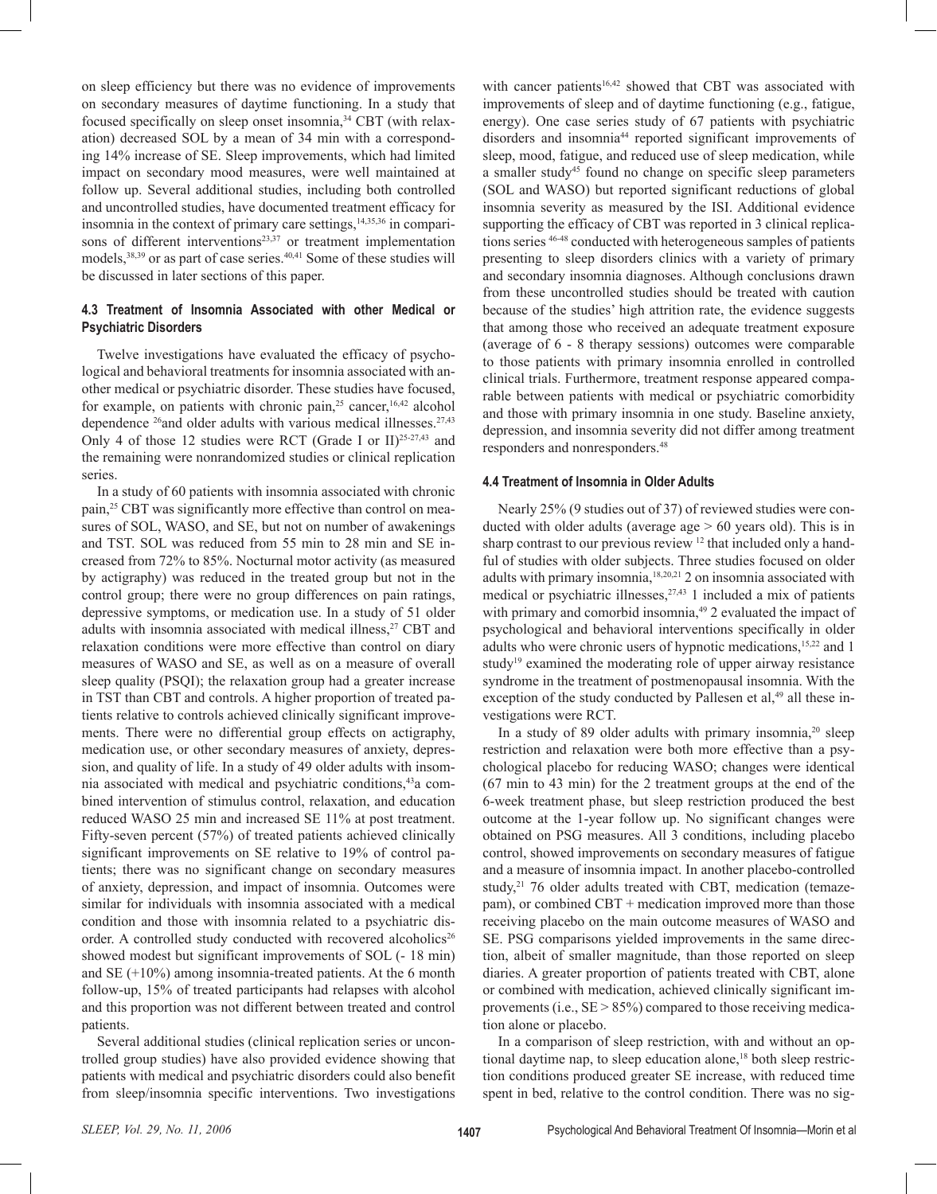on sleep efficiency but there was no evidence of improvements on secondary measures of daytime functioning. In a study that focused specifically on sleep onset insomnia,[34] CBT (with relaxation) decreased SOL by a mean of 34 min with a corresponding 14% increase of SE. Sleep improvements, which had limited impact on secondary mood measures, were well maintained at follow up. Several additional studies, including both controlled and uncontrolled studies, have documented treatment efficacy for insomnia in the context of primary care settings,[14,35,36] in comparisons of different interventions[23,37] or treatment implementation models,[38,39] or as part of case series.[40,41] Some of these studies will be discussed in later sections of this paper.

### 4.3 Treatment of Insomnia Associated with other Medical or Psychiatric Disorders

Twelve investigations have evaluated the efficacy of psychological and behavioral treatments for insomnia associated with another medical or psychiatric disorder. These studies have focused, for example, on patients with chronic pain,[25] cancer,[16,42] alcohol dependence [26]and older adults with various medical illnesses.[27,43] Only 4 of those 12 studies were RCT (Grade I or II)[25-27,43] and the remaining were nonrandomized studies or clinical replication series.

In a study of 60 patients with insomnia associated with chronic pain,[25] CBT was significantly more effective than control on measures of SOL, WASO, and SE, but not on number of awakenings and TST. SOL was reduced from 55 min to 28 min and SE increased from 72% to 85%. Nocturnal motor activity (as measured by actigraphy) was reduced in the treated group but not in the control group; there were no group differences on pain ratings, depressive symptoms, or medication use. In a study of 51 older adults with insomnia associated with medical illness,[27] CBT and relaxation conditions were more effective than control on diary measures of WASO and SE, as well as on a measure of overall sleep quality (PSQI); the relaxation group had a greater increase in TST than CBT and controls. A higher proportion of treated patients relative to controls achieved clinically significant improvements. There were no differential group effects on actigraphy, medication use, or other secondary measures of anxiety, depression, and quality of life. In a study of 49 older adults with insomnia associated with medical and psychiatric conditions,[43]a combined intervention of stimulus control, relaxation, and education reduced WASO 25 min and increased SE 11% at post treatment. Fifty-seven percent (57%) of treated patients achieved clinically significant improvements on SE relative to 19% of control patients; there was no significant change on secondary measures of anxiety, depression, and impact of insomnia. Outcomes were similar for individuals with insomnia associated with a medical condition and those with insomnia related to a psychiatric disorder. A controlled study conducted with recovered alcoholics[26] showed modest but significant improvements of SOL (- 18 min) and SE (+10%) among insomnia-treated patients. At the 6 month follow-up, 15% of treated participants had relapses with alcohol and this proportion was not different between treated and control patients.

Several additional studies (clinical replication series or uncontrolled group studies) have also provided evidence showing that patients with medical and psychiatric disorders could also benefit from sleep/insomnia specific interventions. Two investigations with cancer patients[16,42] showed that CBT was associated with improvements of sleep and of daytime functioning (e.g., fatigue, energy). One case series study of 67 patients with psychiatric disorders and insomnia[44] reported significant improvements of sleep, mood, fatigue, and reduced use of sleep medication, while a smaller study[45] found no change on specific sleep parameters (SOL and WASO) but reported significant reductions of global insomnia severity as measured by the ISI. Additional evidence supporting the efficacy of CBT was reported in 3 clinical replications series [46-48] conducted with heterogeneous samples of patients presenting to sleep disorders clinics with a variety of primary and secondary insomnia diagnoses. Although conclusions drawn from these uncontrolled studies should be treated with caution because of the studies' high attrition rate, the evidence suggests that among those who received an adequate treatment exposure (average of 6 - 8 therapy sessions) outcomes were comparable to those patients with primary insomnia enrolled in controlled clinical trials. Furthermore, treatment response appeared comparable between patients with medical or psychiatric comorbidity and those with primary insomnia in one study. Baseline anxiety, depression, and insomnia severity did not differ among treatment responders and nonresponders.[48]

### 4.4 Treatment of Insomnia in Older Adults

Nearly 25% (9 studies out of 37) of reviewed studies were conducted with older adults (average age > 60 years old). This is in sharp contrast to our previous review [12] that included only a handful of studies with older subjects. Three studies focused on older adults with primary insomnia,[18,20,21] 2 on insomnia associated with medical or psychiatric illnesses,[27,43] 1 included a mix of patients with primary and comorbid insomnia,[49] 2 evaluated the impact of psychological and behavioral interventions specifically in older adults who were chronic users of hypnotic medications,[15,22] and 1 study[19] examined the moderating role of upper airway resistance syndrome in the treatment of postmenopausal insomnia. With the exception of the study conducted by Pallesen et al,[49] all these investigations were RCT.

In a study of 89 older adults with primary insomnia,[20] sleep restriction and relaxation were both more effective than a psychological placebo for reducing WASO; changes were identical (67 min to 43 min) for the 2 treatment groups at the end of the 6-week treatment phase, but sleep restriction produced the best outcome at the 1-year follow up. No significant changes were obtained on PSG measures. All 3 conditions, including placebo control, showed improvements on secondary measures of fatigue and a measure of insomnia impact. In another placebo-controlled study,[21] 76 older adults treated with CBT, medication (temazepam), or combined CBT + medication improved more than those receiving placebo on the main outcome measures of WASO and SE. PSG comparisons yielded improvements in the same direction, albeit of smaller magnitude, than those reported on sleep diaries. A greater proportion of patients treated with CBT, alone or combined with medication, achieved clinically significant improvements (i.e., SE > 85%) compared to those receiving medication alone or placebo.

In a comparison of sleep restriction, with and without an optional daytime nap, to sleep education alone,[18] both sleep restriction conditions produced greater SE increase, with reduced time spent in bed, relative to the control condition. There was no sig-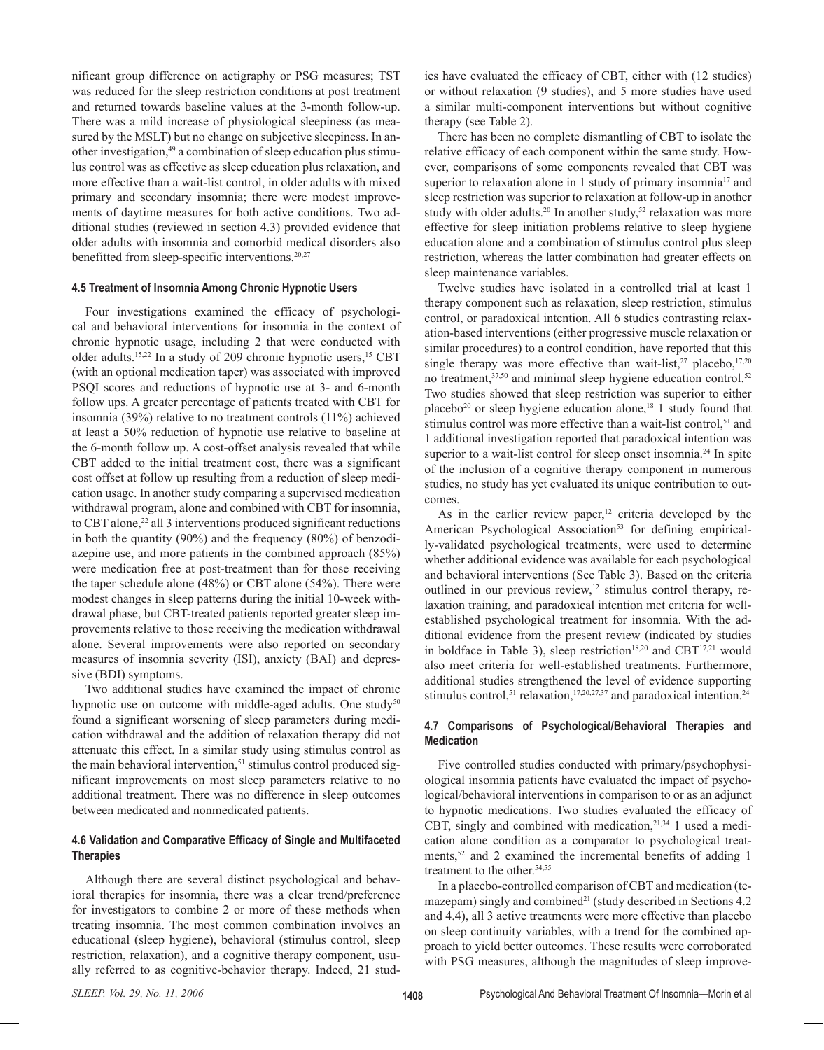nificant group difference on actigraphy or PSG measures; TST was reduced for the sleep restriction conditions at post treatment and returned towards baseline values at the 3-month follow-up. There was a mild increase of physiological sleepiness (as measured by the MSLT) but no change on subjective sleepiness. In another investigation,[49] a combination of sleep education plus stimulus control was as effective as sleep education plus relaxation, and more effective than a wait-list control, in older adults with mixed primary and secondary insomnia; there were modest improvements of daytime measures for both active conditions. Two additional studies (reviewed in section 4.3) provided evidence that older adults with insomnia and comorbid medical disorders also benefitted from sleep-specific interventions.[20,27]

#### 4.5 Treatment of Insomnia Among Chronic Hypnotic Users

Four investigations examined the efficacy of psychological and behavioral interventions for insomnia in the context of chronic hypnotic usage, including 2 that were conducted with older adults.[15,22] In a study of 209 chronic hypnotic users,[15] CBT (with an optional medication taper) was associated with improved PSQI scores and reductions of hypnotic use at 3- and 6-month follow ups. A greater percentage of patients treated with CBT for insomnia (39%) relative to no treatment controls (11%) achieved at least a 50% reduction of hypnotic use relative to baseline at the 6-month follow up. A cost-offset analysis revealed that while CBT added to the initial treatment cost, there was a significant cost offset at follow up resulting from a reduction of sleep medication usage. In another study comparing a supervised medication withdrawal program, alone and combined with CBT for insomnia, to CBT alone,[22] all 3 interventions produced significant reductions in both the quantity (90%) and the frequency (80%) of benzodiazepine use, and more patients in the combined approach (85%) were medication free at post-treatment than for those receiving the taper schedule alone (48%) or CBT alone (54%). There were modest changes in sleep patterns during the initial 10-week withdrawal phase, but CBT-treated patients reported greater sleep improvements relative to those receiving the medication withdrawal alone. Several improvements were also reported on secondary measures of insomnia severity (ISI), anxiety (BAI) and depressive (BDI) symptoms.

Two additional studies have examined the impact of chronic hypnotic use on outcome with middle-aged adults. One study[50] found a significant worsening of sleep parameters during medication withdrawal and the addition of relaxation therapy did not attenuate this effect. In a similar study using stimulus control as the main behavioral intervention,[51] stimulus control produced significant improvements on most sleep parameters relative to no additional treatment. There was no difference in sleep outcomes between medicated and nonmedicated patients.

#### 4.6 Validation and Comparative Efficacy of Single and Multifaceted Therapies

Although there are several distinct psychological and behavioral therapies for insomnia, there was a clear trend/preference for investigators to combine 2 or more of these methods when treating insomnia. The most common combination involves an educational (sleep hygiene), behavioral (stimulus control, sleep restriction, relaxation), and a cognitive therapy component, usually referred to as cognitive-behavior therapy. Indeed, 21 studies have evaluated the efficacy of CBT, either with (12 studies) or without relaxation (9 studies), and 5 more studies have used a similar multi-component interventions but without cognitive therapy (see Table 2).

There has been no complete dismantling of CBT to isolate the relative efficacy of each component within the same study. However, comparisons of some components revealed that CBT was superior to relaxation alone in 1 study of primary insomnia[17] and sleep restriction was superior to relaxation at follow-up in another study with older adults.[20] In another study,[52] relaxation was more effective for sleep initiation problems relative to sleep hygiene education alone and a combination of stimulus control plus sleep restriction, whereas the latter combination had greater effects on sleep maintenance variables.

Twelve studies have isolated in a controlled trial at least 1 therapy component such as relaxation, sleep restriction, stimulus control, or paradoxical intention. All 6 studies contrasting relaxation-based interventions (either progressive muscle relaxation or similar procedures) to a control condition, have reported that this single therapy was more effective than wait-list,[27] placebo,[17,20] no treatment,[37,50] and minimal sleep hygiene education control.[52] Two studies showed that sleep restriction was superior to either placebo[20] or sleep hygiene education alone,[18] 1 study found that stimulus control was more effective than a wait-list control,[51] and 1 additional investigation reported that paradoxical intention was superior to a wait-list control for sleep onset insomnia.[24] In spite of the inclusion of a cognitive therapy component in numerous studies, no study has yet evaluated its unique contribution to outcomes.

As in the earlier review paper,[12] criteria developed by the American Psychological Association[53] for defining empirically-validated psychological treatments, were used to determine whether additional evidence was available for each psychological and behavioral interventions (See Table 3). Based on the criteria outlined in our previous review,[12] stimulus control therapy, relaxation training, and paradoxical intention met criteria for well-established psychological treatment for insomnia. With the additional evidence from the present review (indicated by studies in boldface in Table 3), sleep restriction[18,20] and CBT[17,21] would also meet criteria for well-established treatments. Furthermore, additional studies strengthened the level of evidence supporting stimulus control,[51] relaxation,[17,20,27,37] and paradoxical intention.[24]

#### 4.7 Comparisons of Psychological/Behavioral Therapies and Medication

Five controlled studies conducted with primary/psychophysiological insomnia patients have evaluated the impact of psychological/behavioral interventions in comparison to or as an adjunct to hypnotic medications. Two studies evaluated the efficacy of CBT, singly and combined with medication,[21,34] 1 used a medication alone condition as a comparator to psychological treatments,[52] and 2 examined the incremental benefits of adding 1 treatment to the other.[54,55]

In a placebo-controlled comparison of CBT and medication (temazepam) singly and combined[21] (study described in Sections 4.2 and 4.4), all 3 active treatments were more effective than placebo on sleep continuity variables, with a trend for the combined approach to yield better outcomes. These results were corroborated with PSG measures, although the magnitudes of sleep improve-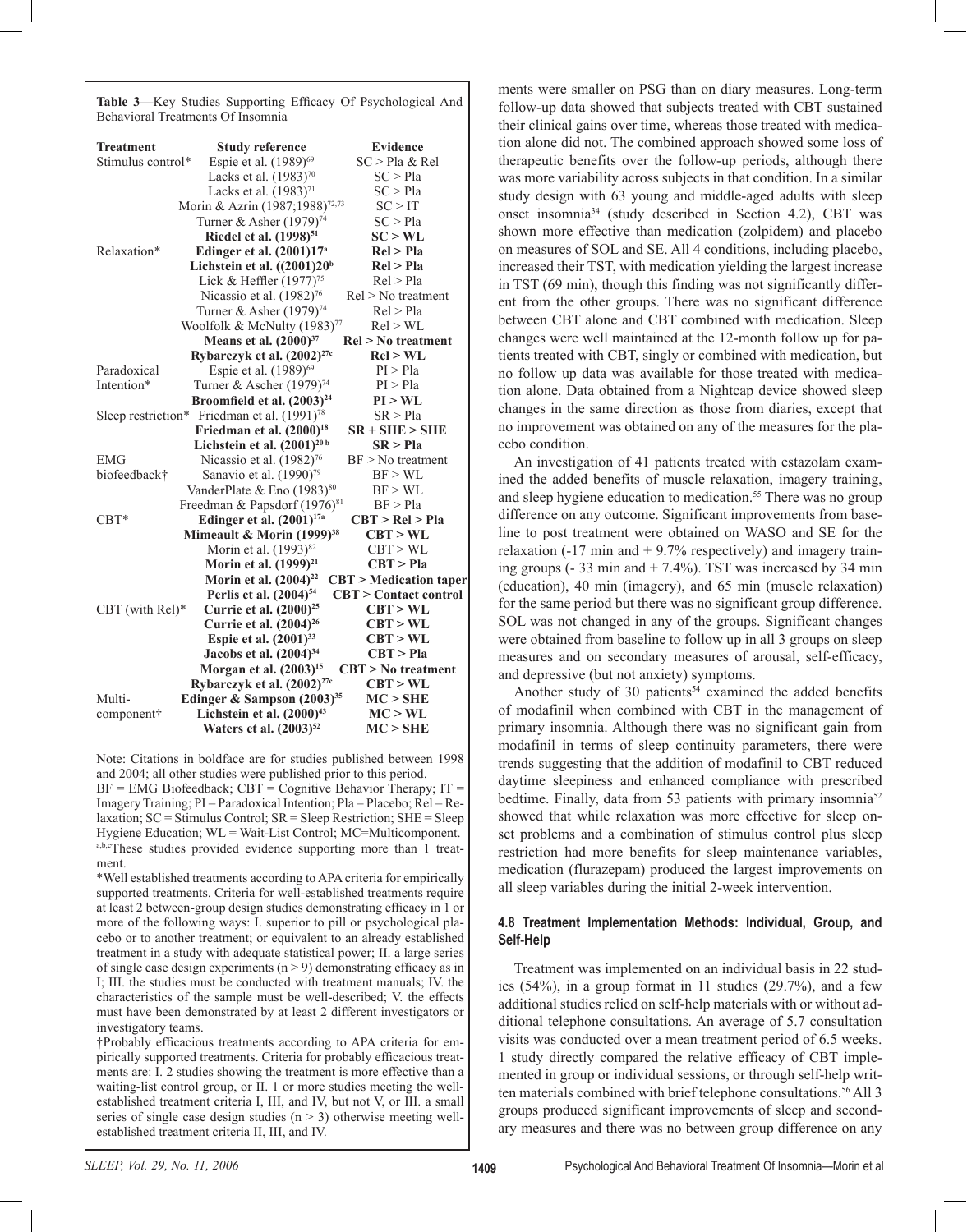**Table 3**—Key Studies Supporting Efficacy Of Psychological And Behavioral Treatments Of Insomnia

| Treatment | Study reference | Evidence |
|---|---|---|
| Stimulus control* | Espie et al. (1989)[69] | SC > Pla & Rel |
| | Lacks et al. (1983)[70] | SC > Pla |
| | Lacks et al. (1983)[71] | SC > Pla |
| | Morin & Azrin (1987;1988)[72,73] | SC > IT |
| | Turner & Asher (1979)[74] | SC > Pla |
| | **Riedel et al. (1998)[51]** | **SC > WL** |
| Relaxation* | **Edinger et al. (2001)17[a]** | **Rel > Pla** |
| | **Lichstein et al. ((2001)20[b]** | **Rel > Pla** |
| | Lick & Heffler (1977)[75] | Rel > Pla |
| | Nicassio et al. (1982)[76] | Rel > No treatment |
| | Turner & Asher (1979)[74] | Rel > Pla |
| | Woolfolk & McNulty (1983)[77] | Rel > WL |
| | **Means et al. (2000)[37]** | **Rel > No treatment** |
| | **Rybarczyk et al. (2002)[27c]** | **Rel > WL** |
| Paradoxical Intention* | Espie et al. (1989)[69] | PI > Pla |
| | Turner & Ascher (1979)[74] | PI > Pla |
| | **Broomfield et al. (2003)[24]** | **PI > WL** |
| Sleep restriction* | Friedman et al. (1991)[78] | SR > Pla |
| | **Friedman et al. (2000)[18]** | **SR + SHE > SHE** |
| | **Lichstein et al. (2001)[20 b]** | **SR > Pla** |
| EMG biofeedback† | Nicassio et al. (1982)[76] | BF > No treatment |
| | Sanavio et al. (1990)[79] | BF > WL |
| | VanderPlate & Eno (1983)[80] | BF > WL |
| | Freedman & Papsdorf (1976)[81] | BF > Pla |
| CBT* | **Edinger et al. (2001)[17a]** | **CBT > Rel > Pla** |
| | **Mimeault & Morin (1999)[38]** | **CBT > WL** |
| | Morin et al. (1993)[82] | CBT > WL |
| | **Morin et al. (1999)[21]** | **CBT > Pla** |
| | **Morin et al. (2004)[22]** | **CBT > Medication taper** |
| | **Perlis et al. (2004)[54]** | **CBT > Contact control** |
| CBT (with Rel)* | **Currie et al. (2000)[25]** | **CBT > WL** |
| | **Currie et al. (2004)[26]** | **CBT > WL** |
| | **Espie et al. (2001)[33]** | **CBT > WL** |
| | **Jacobs et al. (2004)[34]** | **CBT > Pla** |
| | **Morgan et al. (2003)[15]** | **CBT > No treatment** |
| | **Rybarczyk et al. (2002)[27c]** | **CBT > WL** |
| Multi-component† | **Edinger & Sampson (2003)[35]** | **MC > SHE** |
| | **Lichstein et al. (2000)[43]** | **MC > WL** |
| | **Waters et al. (2003)[52]** | **MC > SHE** |

Note: Citations in boldface are for studies published between 1998 and 2004; all other studies were published prior to this period.
BF = EMG Biofeedback; CBT = Cognitive Behavior Therapy; IT = Imagery Training; PI = Paradoxical Intention; Pla = Placebo; Rel = Relaxation; SC = Stimulus Control; SR = Sleep Restriction; SHE = Sleep Hygiene Education; WL = Wait-List Control; MC=Multicomponent.
[a,b,c]These studies provided evidence supporting more than 1 treatment.
*Well established treatments according to APA criteria for empirically supported treatments. Criteria for well-established treatments require at least 2 between-group design studies demonstrating efficacy in 1 or more of the following ways: I. superior to pill or psychological placebo or to another treatment; or equivalent to an already established treatment in a study with adequate statistical power; II. a large series of single case design experiments (n > 9) demonstrating efficacy as in I; III. the studies must be conducted with treatment manuals; IV. the characteristics of the sample must be well-described; V. the effects must have been demonstrated by at least 2 different investigators or investigatory teams.
†Probably efficacious treatments according to APA criteria for empirically supported treatments. Criteria for probably efficacious treatments are: I. 2 studies showing the treatment is more effective than a waiting-list control group, or II. 1 or more studies meeting the well-established treatment criteria I, III, and IV, but not V, or III. a small series of single case design studies (n > 3) otherwise meeting well-established treatment criteria II, III, and IV.

ments were smaller on PSG than on diary measures. Long-term follow-up data showed that subjects treated with CBT sustained their clinical gains over time, whereas those treated with medication alone did not. The combined approach showed some loss of therapeutic benefits over the follow-up periods, although there was more variability across subjects in that condition. In a similar study design with 63 young and middle-aged adults with sleep onset insomnia[34] (study described in Section 4.2), CBT was shown more effective than medication (zolpidem) and placebo on measures of SOL and SE. All 4 conditions, including placebo, increased their TST, with medication yielding the largest increase in TST (69 min), though this finding was not significantly different from the other groups. There was no significant difference between CBT alone and CBT combined with medication. Sleep changes were well maintained at the 12-month follow up for patients treated with CBT, singly or combined with medication, but no follow up data was available for those treated with medication alone. Data obtained from a Nightcap device showed sleep changes in the same direction as those from diaries, except that no improvement was obtained on any of the measures for the placebo condition.

An investigation of 41 patients treated with estazolam examined the added benefits of muscle relaxation, imagery training, and sleep hygiene education to medication.[55] There was no group difference on any outcome. Significant improvements from baseline to post treatment were obtained on WASO and SE for the relaxation (-17 min and + 9.7% respectively) and imagery training groups (- 33 min and + 7.4%). TST was increased by 34 min (education), 40 min (imagery), and 65 min (muscle relaxation) for the same period but there was no significant group difference. SOL was not changed in any of the groups. Significant changes were obtained from baseline to follow up in all 3 groups on sleep measures and on secondary measures of arousal, self-efficacy, and depressive (but not anxiety) symptoms.

Another study of 30 patients[54] examined the added benefits of modafinil when combined with CBT in the management of primary insomnia. Although there was no significant gain from modafinil in terms of sleep continuity parameters, there were trends suggesting that the addition of modafinil to CBT reduced daytime sleepiness and enhanced compliance with prescribed bedtime. Finally, data from 53 patients with primary insomnia[52] showed that while relaxation was more effective for sleep onset problems and a combination of stimulus control plus sleep restriction had more benefits for sleep maintenance variables, medication (flurazepam) produced the largest improvements on all sleep variables during the initial 2-week intervention.

#### 4.8 Treatment Implementation Methods: Individual, Group, and Self-Help

Treatment was implemented on an individual basis in 22 studies (54%), in a group format in 11 studies (29.7%), and a few additional studies relied on self-help materials with or without additional telephone consultations. An average of 5.7 consultation visits was conducted over a mean treatment period of 6.5 weeks. 1 study directly compared the relative efficacy of CBT implemented in group or individual sessions, or through self-help written materials combined with brief telephone consultations.[56] All 3 groups produced significant improvements of sleep and secondary measures and there was no between group difference on any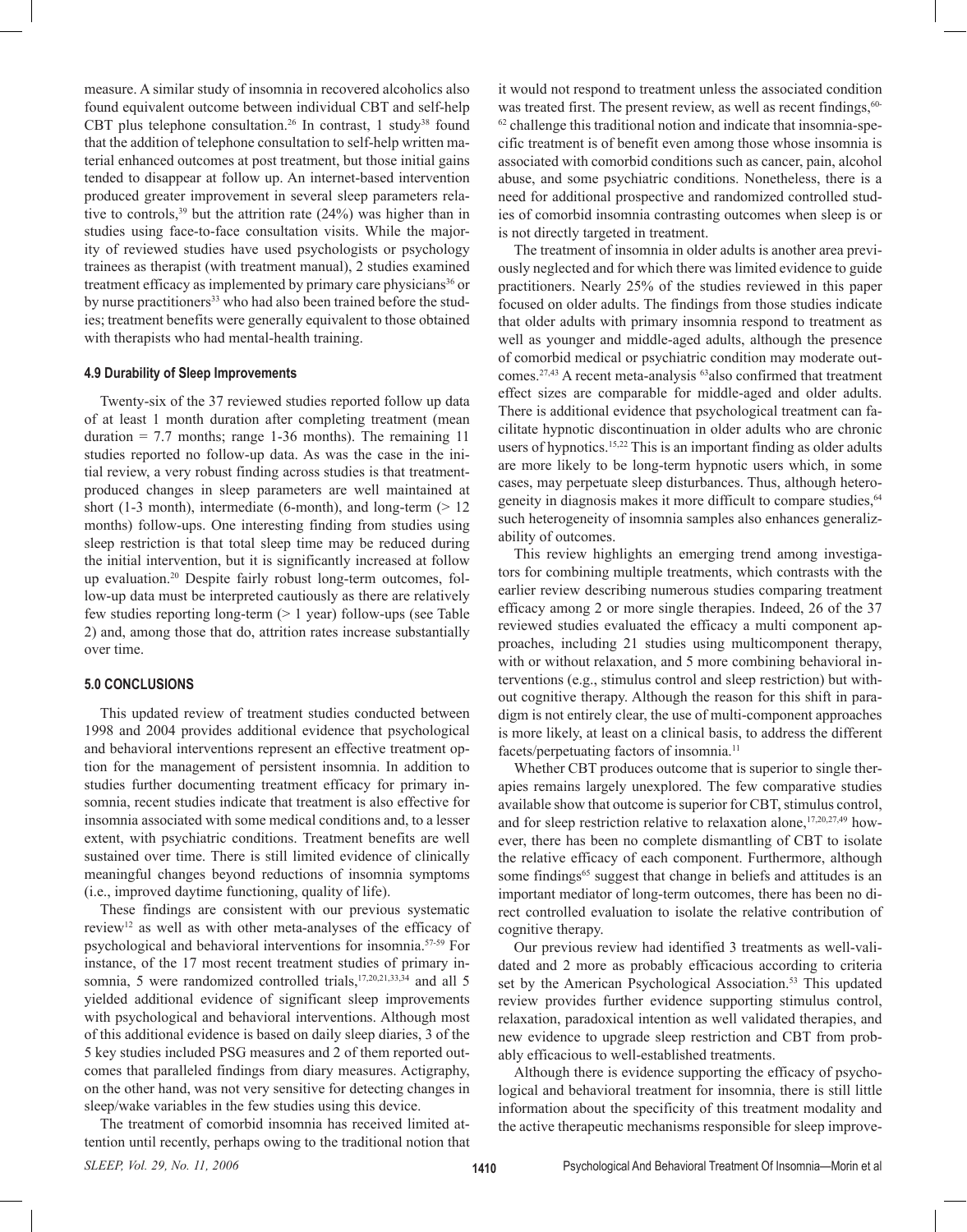measure. A similar study of insomnia in recovered alcoholics also found equivalent outcome between individual CBT and self-help CBT plus telephone consultation.[26] In contrast, 1 study[38] found that the addition of telephone consultation to self-help written material enhanced outcomes at post treatment, but those initial gains tended to disappear at follow up. An internet-based intervention produced greater improvement in several sleep parameters relative to controls,[39] but the attrition rate (24%) was higher than in studies using face-to-face consultation visits. While the majority of reviewed studies have used psychologists or psychology trainees as therapist (with treatment manual), 2 studies examined treatment efficacy as implemented by primary care physicians[36] or by nurse practitioners[33] who had also been trained before the studies; treatment benefits were generally equivalent to those obtained with therapists who had mental-health training.

### 4.9 Durability of Sleep Improvements

Twenty-six of the 37 reviewed studies reported follow up data of at least 1 month duration after completing treatment (mean duration = 7.7 months; range 1-36 months). The remaining 11 studies reported no follow-up data. As was the case in the initial review, a very robust finding across studies is that treatment-produced changes in sleep parameters are well maintained at short (1-3 month), intermediate (6-month), and long-term (> 12 months) follow-ups. One interesting finding from studies using sleep restriction is that total sleep time may be reduced during the initial intervention, but it is significantly increased at follow up evaluation.[20] Despite fairly robust long-term outcomes, follow-up data must be interpreted cautiously as there are relatively few studies reporting long-term (> 1 year) follow-ups (see Table 2) and, among those that do, attrition rates increase substantially over time.

## 5.0 CONCLUSIONS

This updated review of treatment studies conducted between 1998 and 2004 provides additional evidence that psychological and behavioral interventions represent an effective treatment option for the management of persistent insomnia. In addition to studies further documenting treatment efficacy for primary insomnia, recent studies indicate that treatment is also effective for insomnia associated with some medical conditions and, to a lesser extent, with psychiatric conditions. Treatment benefits are well sustained over time. There is still limited evidence of clinically meaningful changes beyond reductions of insomnia symptoms (i.e., improved daytime functioning, quality of life).

These findings are consistent with our previous systematic review[12] as well as with other meta-analyses of the efficacy of psychological and behavioral interventions for insomnia.[57-59] For instance, of the 17 most recent treatment studies of primary insomnia, 5 were randomized controlled trials,[17,20,21,33,34] and all 5 yielded additional evidence of significant sleep improvements with psychological and behavioral interventions. Although most of this additional evidence is based on daily sleep diaries, 3 of the 5 key studies included PSG measures and 2 of them reported outcomes that paralleled findings from diary measures. Actigraphy, on the other hand, was not very sensitive for detecting changes in sleep/wake variables in the few studies using this device.

The treatment of comorbid insomnia has received limited attention until recently, perhaps owing to the traditional notion that it would not respond to treatment unless the associated condition was treated first. The present review, as well as recent findings,[60-62] challenge this traditional notion and indicate that insomnia-specific treatment is of benefit even among those whose insomnia is associated with comorbid conditions such as cancer, pain, alcohol abuse, and some psychiatric conditions. Nonetheless, there is a need for additional prospective and randomized controlled studies of comorbid insomnia contrasting outcomes when sleep is or is not directly targeted in treatment.

The treatment of insomnia in older adults is another area previously neglected and for which there was limited evidence to guide practitioners. Nearly 25% of the studies reviewed in this paper focused on older adults. The findings from those studies indicate that older adults with primary insomnia respond to treatment as well as younger and middle-aged adults, although the presence of comorbid medical or psychiatric condition may moderate outcomes.[27,43] A recent meta-analysis [63]also confirmed that treatment effect sizes are comparable for middle-aged and older adults. There is additional evidence that psychological treatment can facilitate hypnotic discontinuation in older adults who are chronic users of hypnotics.[15,22] This is an important finding as older adults are more likely to be long-term hypnotic users which, in some cases, may perpetuate sleep disturbances. Thus, although heterogeneity in diagnosis makes it more difficult to compare studies,[64] such heterogeneity of insomnia samples also enhances generalizability of outcomes.

This review highlights an emerging trend among investigators for combining multiple treatments, which contrasts with the earlier review describing numerous studies comparing treatment efficacy among 2 or more single therapies. Indeed, 26 of the 37 reviewed studies evaluated the efficacy a multi component approaches, including 21 studies using multicomponent therapy, with or without relaxation, and 5 more combining behavioral interventions (e.g., stimulus control and sleep restriction) but without cognitive therapy. Although the reason for this shift in paradigm is not entirely clear, the use of multi-component approaches is more likely, at least on a clinical basis, to address the different facets/perpetuating factors of insomnia.[11]

Whether CBT produces outcome that is superior to single therapies remains largely unexplored. The few comparative studies available show that outcome is superior for CBT, stimulus control, and for sleep restriction relative to relaxation alone,[17,20,27,49] however, there has been no complete dismantling of CBT to isolate the relative efficacy of each component. Furthermore, although some findings[65] suggest that change in beliefs and attitudes is an important mediator of long-term outcomes, there has been no direct controlled evaluation to isolate the relative contribution of cognitive therapy.

Our previous review had identified 3 treatments as well-validated and 2 more as probably efficacious according to criteria set by the American Psychological Association.[53] This updated review provides further evidence supporting stimulus control, relaxation, paradoxical intention as well validated therapies, and new evidence to upgrade sleep restriction and CBT from probably efficacious to well-established treatments.

Although there is evidence supporting the efficacy of psychological and behavioral treatment for insomnia, there is still little information about the specificity of this treatment modality and the active therapeutic mechanisms responsible for sleep improve-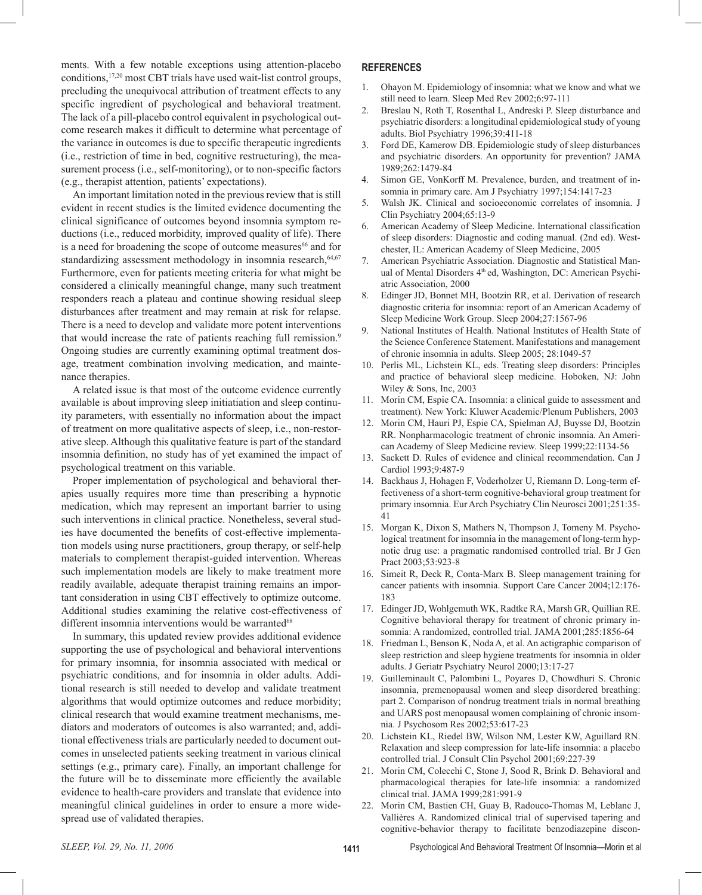ments. With a few notable exceptions using attention-placebo conditions,[17,20] most CBT trials have used wait-list control groups, precluding the unequivocal attribution of treatment effects to any specific ingredient of psychological and behavioral treatment. The lack of a pill-placebo control equivalent in psychological outcome research makes it difficult to determine what percentage of the variance in outcomes is due to specific therapeutic ingredients (i.e., restriction of time in bed, cognitive restructuring), the measurement process (i.e., self-monitoring), or to non-specific factors (e.g., therapist attention, patients' expectations).

An important limitation noted in the previous review that is still evident in recent studies is the limited evidence documenting the clinical significance of outcomes beyond insomnia symptom reductions (i.e., reduced morbidity, improved quality of life). There is a need for broadening the scope of outcome measures[66] and for standardizing assessment methodology in insomnia research,[64,67] Furthermore, even for patients meeting criteria for what might be considered a clinically meaningful change, many such treatment responders reach a plateau and continue showing residual sleep disturbances after treatment and may remain at risk for relapse. There is a need to develop and validate more potent interventions that would increase the rate of patients reaching full remission.[9] Ongoing studies are currently examining optimal treatment dosage, treatment combination involving medication, and maintenance therapies.

A related issue is that most of the outcome evidence currently available is about improving sleep initiatiation and sleep continuity parameters, with essentially no information about the impact of treatment on more qualitative aspects of sleep, i.e., non-restorative sleep. Although this qualitative feature is part of the standard insomnia definition, no study has of yet examined the impact of psychological treatment on this variable.

Proper implementation of psychological and behavioral therapies usually requires more time than prescribing a hypnotic medication, which may represent an important barrier to using such interventions in clinical practice. Nonetheless, several studies have documented the benefits of cost-effective implementation models using nurse practitioners, group therapy, or self-help materials to complement therapist-guided intervention. Whereas such implementation models are likely to make treatment more readily available, adequate therapist training remains an important consideration in using CBT effectively to optimize outcome. Additional studies examining the relative cost-effectiveness of different insomnia interventions would be warranted[68]

In summary, this updated review provides additional evidence supporting the use of psychological and behavioral interventions for primary insomnia, for insomnia associated with medical or psychiatric conditions, and for insomnia in older adults. Additional research is still needed to develop and validate treatment algorithms that would optimize outcomes and reduce morbidity; clinical research that would examine treatment mechanisms, mediators and moderators of outcomes is also warranted; and, additional effectiveness trials are particularly needed to document outcomes in unselected patients seeking treatment in various clinical settings (e.g., primary care). Finally, an important challenge for the future will be to disseminate more efficiently the available evidence to health-care providers and translate that evidence into meaningful clinical guidelines in order to ensure a more widespread use of validated therapies.

## REFERENCES

1. Ohayon M. Epidemiology of insomnia: what we know and what we still need to learn. Sleep Med Rev 2002;6:97-111
2. Breslau N, Roth T, Rosenthal L, Andreski P. Sleep disturbance and psychiatric disorders: a longitudinal epidemiological study of young adults. Biol Psychiatry 1996;39:411-18
3. Ford DE, Kamerow DB. Epidemiologic study of sleep disturbances and psychiatric disorders. An opportunity for prevention? JAMA 1989;262:1479-84
4. Simon GE, VonKorff M. Prevalence, burden, and treatment of insomnia in primary care. Am J Psychiatry 1997;154:1417-23
5. Walsh JK. Clinical and socioeconomic correlates of insomnia. J Clin Psychiatry 2004;65:13-9
6. American Academy of Sleep Medicine. International classification of sleep disorders: Diagnostic and coding manual. (2nd ed). Westchester, IL: American Academy of Sleep Medicine, 2005
7. American Psychiatric Association. Diagnostic and Statistical Manual of Mental Disorders 4th ed, Washington, DC: American Psychiatric Association, 2000
8. Edinger JD, Bonnet MH, Bootzin RR, et al. Derivation of research diagnostic criteria for insomnia: report of an American Academy of Sleep Medicine Work Group. Sleep 2004;27:1567-96
9. National Institutes of Health. National Institutes of Health State of the Science Conference Statement. Manifestations and management of chronic insomnia in adults. Sleep 2005; 28:1049-57
10. Perlis ML, Lichstein KL, eds. Treating sleep disorders: Principles and practice of behavioral sleep medicine. Hoboken, NJ: John Wiley & Sons, Inc, 2003
11. Morin CM, Espie CA. Insomnia: a clinical guide to assessment and treatment). New York: Kluwer Academic/Plenum Publishers, 2003
12. Morin CM, Hauri PJ, Espie CA, Spielman AJ, Buysse DJ, Bootzin RR. Nonpharmacologic treatment of chronic insomnia. An American Academy of Sleep Medicine review. Sleep 1999;22:1134-56
13. Sackett D. Rules of evidence and clinical recommendation. Can J Cardiol 1993;9:487-9
14. Backhaus J, Hohagen F, Voderholzer U, Riemann D. Long-term effectiveness of a short-term cognitive-behavioral group treatment for primary insomnia. Eur Arch Psychiatry Clin Neurosci 2001;251:35-41
15. Morgan K, Dixon S, Mathers N, Thompson J, Tomeny M. Psychological treatment for insomnia in the management of long-term hypnotic drug use: a pragmatic randomised controlled trial. Br J Gen Pract 2003;53:923-8
16. Simeit R, Deck R, Conta-Marx B. Sleep management training for cancer patients with insomnia. Support Care Cancer 2004;12:176-183
17. Edinger JD, Wohlgemuth WK, Radtke RA, Marsh GR, Quillian RE. Cognitive behavioral therapy for treatment of chronic primary insomnia: A randomized, controlled trial. JAMA 2001;285:1856-64
18. Friedman L, Benson K, Noda A, et al. An actigraphic comparison of sleep restriction and sleep hygiene treatments for insomnia in older adults. J Geriatr Psychiatry Neurol 2000;13:17-27
19. Guilleminault C, Palombini L, Poyares D, Chowdhuri S. Chronic insomnia, premenopausal women and sleep disordered breathing: part 2. Comparison of nondrug treatment trials in normal breathing and UARS post menopausal women complaining of chronic insomnia. J Psychosom Res 2002;53:617-23
20. Lichstein KL, Riedel BW, Wilson NM, Lester KW, Aguillard RN. Relaxation and sleep compression for late-life insomnia: a placebo controlled trial. J Consult Clin Psychol 2001;69:227-39
21. Morin CM, Colecchi C, Stone J, Sood R, Brink D. Behavioral and pharmacological therapies for late-life insomnia: a randomized clinical trial. JAMA 1999;281:991-9
22. Morin CM, Bastien CH, Guay B, Radouco-Thomas M, Leblanc J, Vallières A. Randomized clinical trial of supervised tapering and cognitive-behavior therapy to facilitate benzodiazepine discon-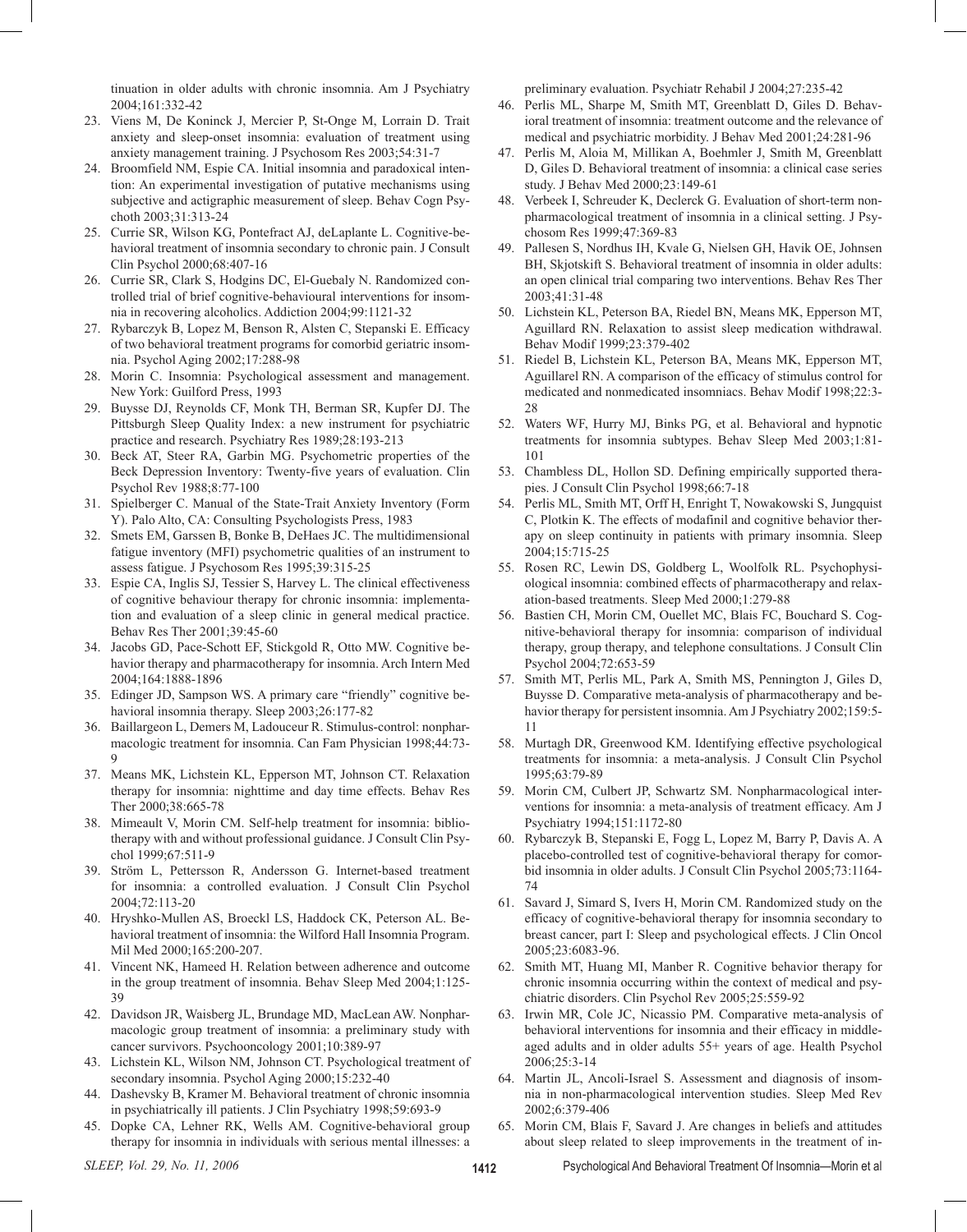tinuation in older adults with chronic insomnia. Am J Psychiatry 2004;161:332-42

23. Viens M, De Koninck J, Mercier P, St-Onge M, Lorrain D. Trait anxiety and sleep-onset insomnia: evaluation of treatment using anxiety management training. J Psychosom Res 2003;54:31-7
24. Broomfield NM, Espie CA. Initial insomnia and paradoxical intention: An experimental investigation of putative mechanisms using subjective and actigraphic measurement of sleep. Behav Cogn Psychoth 2003;31:313-24
25. Currie SR, Wilson KG, Pontefract AJ, deLaplante L. Cognitive-behavioral treatment of insomnia secondary to chronic pain. J Consult Clin Psychol 2000;68:407-16
26. Currie SR, Clark S, Hodgins DC, El-Guebaly N. Randomized controlled trial of brief cognitive-behavioural interventions for insomnia in recovering alcoholics. Addiction 2004;99:1121-32
27. Rybarczyk B, Lopez M, Benson R, Alsten C, Stepanski E. Efficacy of two behavioral treatment programs for comorbid geriatric insomnia. Psychol Aging 2002;17:288-98
28. Morin C. Insomnia: Psychological assessment and management. New York: Guilford Press, 1993
29. Buysse DJ, Reynolds CF, Monk TH, Berman SR, Kupfer DJ. The Pittsburgh Sleep Quality Index: a new instrument for psychiatric practice and research. Psychiatry Res 1989;28:193-213
30. Beck AT, Steer RA, Garbin MG. Psychometric properties of the Beck Depression Inventory: Twenty-five years of evaluation. Clin Psychol Rev 1988;8:77-100
31. Spielberger C. Manual of the State-Trait Anxiety Inventory (Form Y). Palo Alto, CA: Consulting Psychologists Press, 1983
32. Smets EM, Garssen B, Bonke B, DeHaes JC. The multidimensional fatigue inventory (MFI) psychometric qualities of an instrument to assess fatigue. J Psychosom Res 1995;39:315-25
33. Espie CA, Inglis SJ, Tessier S, Harvey L. The clinical effectiveness of cognitive behaviour therapy for chronic insomnia: implementation and evaluation of a sleep clinic in general medical practice. Behav Res Ther 2001;39:45-60
34. Jacobs GD, Pace-Schott EF, Stickgold R, Otto MW. Cognitive behavior therapy and pharmacotherapy for insomnia. Arch Intern Med 2004;164:1888-1896
35. Edinger JD, Sampson WS. A primary care "friendly" cognitive behavioral insomnia therapy. Sleep 2003;26:177-82
36. Baillargeon L, Demers M, Ladouceur R. Stimulus-control: nonpharmacologic treatment for insomnia. Can Fam Physician 1998;44:73-9
37. Means MK, Lichstein KL, Epperson MT, Johnson CT. Relaxation therapy for insomnia: nighttime and day time effects. Behav Res Ther 2000;38:665-78
38. Mimeault V, Morin CM. Self-help treatment for insomnia: bibliotherapy with and without professional guidance. J Consult Clin Psychol 1999;67:511-9
39. Ström L, Pettersson R, Andersson G. Internet-based treatment for insomnia: a controlled evaluation. J Consult Clin Psychol 2004;72:113-20
40. Hryshko-Mullen AS, Broeckl LS, Haddock CK, Peterson AL. Behavioral treatment of insomnia: the Wilford Hall Insomnia Program. Mil Med 2000;165:200-207.
41. Vincent NK, Hameed H. Relation between adherence and outcome in the group treatment of insomnia. Behav Sleep Med 2004;1:125-39
42. Davidson JR, Waisberg JL, Brundage MD, MacLean AW. Nonpharmacologic group treatment of insomnia: a preliminary study with cancer survivors. Psychooncology 2001;10:389-97
43. Lichstein KL, Wilson NM, Johnson CT. Psychological treatment of secondary insomnia. Psychol Aging 2000;15:232-40
44. Dashevsky B, Kramer M. Behavioral treatment of chronic insomnia in psychiatrically ill patients. J Clin Psychiatry 1998;59:693-9
45. Dopke CA, Lehner RK, Wells AM. Cognitive-behavioral group therapy for insomnia in individuals with serious mental illnesses: a preliminary evaluation. Psychiatr Rehabil J 2004;27:235-42
46. Perlis ML, Sharpe M, Smith MT, Greenblatt D, Giles D. Behavioral treatment of insomnia: treatment outcome and the relevance of medical and psychiatric morbidity. J Behav Med 2001;24:281-96
47. Perlis M, Aloia M, Millikan A, Boehmler J, Smith M, Greenblatt D, Giles D. Behavioral treatment of insomnia: a clinical case series study. J Behav Med 2000;23:149-61
48. Verbeek I, Schreuder K, Declerck G. Evaluation of short-term nonpharmacological treatment of insomnia in a clinical setting. J Psychosom Res 1999;47:369-83
49. Pallesen S, Nordhus IH, Kvale G, Nielsen GH, Havik OE, Johnsen BH, Skjotskift S. Behavioral treatment of insomnia in older adults: an open clinical trial comparing two interventions. Behav Res Ther 2003;41:31-48
50. Lichstein KL, Peterson BA, Riedel BN, Means MK, Epperson MT, Aguillard RN. Relaxation to assist sleep medication withdrawal. Behav Modif 1999;23:379-402
51. Riedel B, Lichstein KL, Peterson BA, Means MK, Epperson MT, Aguillarel RN. A comparison of the efficacy of stimulus control for medicated and nonmedicated insomniacs. Behav Modif 1998;22:3-28
52. Waters WF, Hurry MJ, Binks PG, et al. Behavioral and hypnotic treatments for insomnia subtypes. Behav Sleep Med 2003;1:81-101
53. Chambless DL, Hollon SD. Defining empirically supported therapies. J Consult Clin Psychol 1998;66:7-18
54. Perlis ML, Smith MT, Orff H, Enright T, Nowakowski S, Jungquist C, Plotkin K. The effects of modafinil and cognitive behavior therapy on sleep continuity in patients with primary insomnia. Sleep 2004;15:715-25
55. Rosen RC, Lewin DS, Goldberg L, Woolfolk RL. Psychophysiological insomnia: combined effects of pharmacotherapy and relaxation-based treatments. Sleep Med 2000;1:279-88
56. Bastien CH, Morin CM, Ouellet MC, Blais FC, Bouchard S. Cognitive-behavioral therapy for insomnia: comparison of individual therapy, group therapy, and telephone consultations. J Consult Clin Psychol 2004;72:653-59
57. Smith MT, Perlis ML, Park A, Smith MS, Pennington J, Giles D, Buysse D. Comparative meta-analysis of pharmacotherapy and behavior therapy for persistent insomnia. Am J Psychiatry 2002;159:5-11
58. Murtagh DR, Greenwood KM. Identifying effective psychological treatments for insomnia: a meta-analysis. J Consult Clin Psychol 1995;63:79-89
59. Morin CM, Culbert JP, Schwartz SM. Nonpharmacological interventions for insomnia: a meta-analysis of treatment efficacy. Am J Psychiatry 1994;151:1172-80
60. Rybarczyk B, Stepanski E, Fogg L, Lopez M, Barry P, Davis A. A placebo-controlled test of cognitive-behavioral therapy for comorbid insomnia in older adults. J Consult Clin Psychol 2005;73:1164-74
61. Savard J, Simard S, Ivers H, Morin CM. Randomized study on the efficacy of cognitive-behavioral therapy for insomnia secondary to breast cancer, part I: Sleep and psychological effects. J Clin Oncol 2005;23:6083-96.
62. Smith MT, Huang MI, Manber R. Cognitive behavior therapy for chronic insomnia occurring within the context of medical and psychiatric disorders. Clin Psychol Rev 2005;25:559-92
63. Irwin MR, Cole JC, Nicassio PM. Comparative meta-analysis of behavioral interventions for insomnia and their efficacy in middle-aged adults and in older adults 55+ years of age. Health Psychol 2006;25:3-14
64. Martin JL, Ancoli-Israel S. Assessment and diagnosis of insomnia in non-pharmacological intervention studies. Sleep Med Rev 2002;6:379-406
65. Morin CM, Blais F, Savard J. Are changes in beliefs and attitudes about sleep related to sleep improvements in the treatment of in-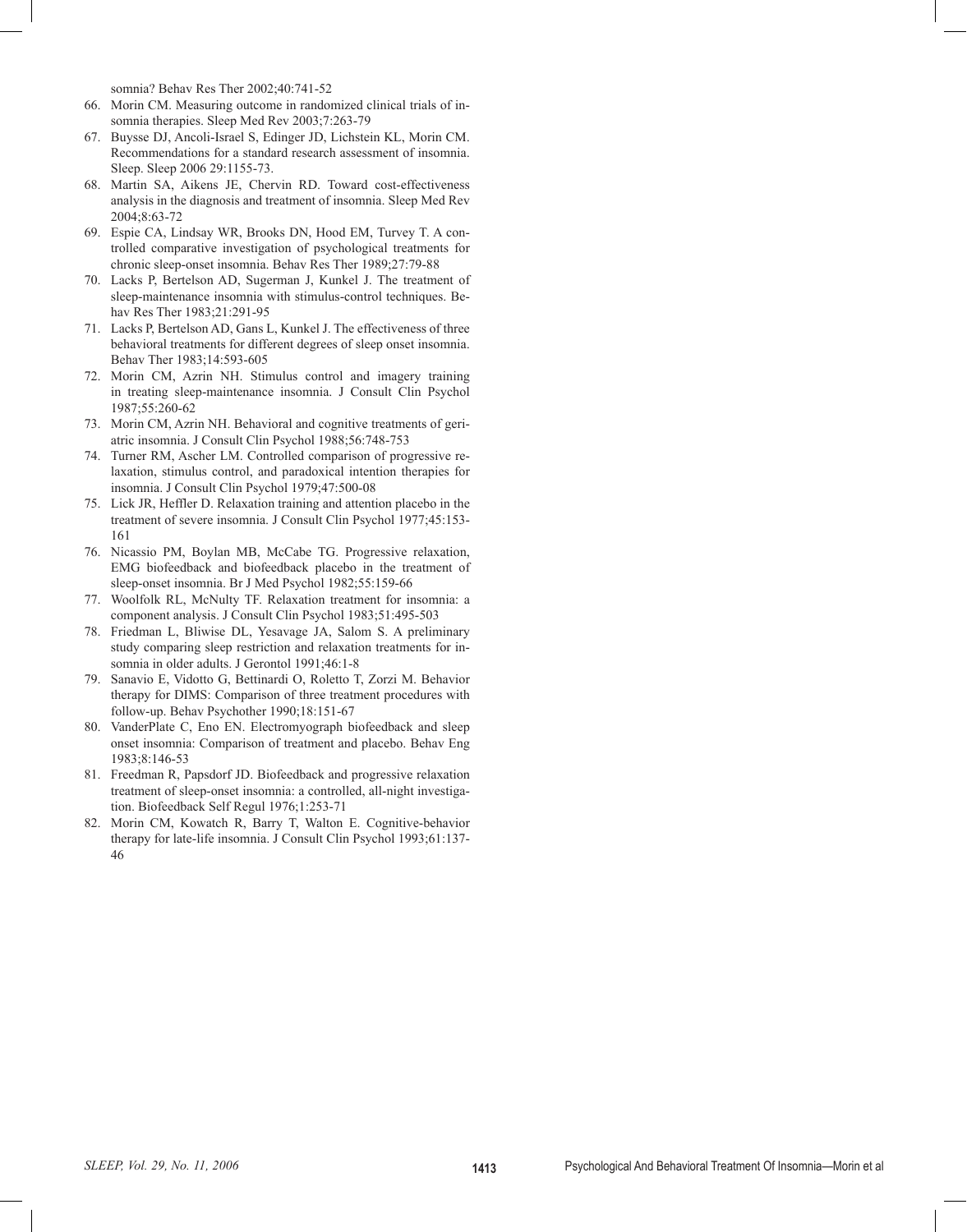somnia? Behav Res Ther 2002;40:741-52

66. Morin CM. Measuring outcome in randomized clinical trials of insomnia therapies. Sleep Med Rev 2003;7:263-79
67. Buysse DJ, Ancoli-Israel S, Edinger JD, Lichstein KL, Morin CM. Recommendations for a standard research assessment of insomnia. Sleep. Sleep 2006 29:1155-73.
68. Martin SA, Aikens JE, Chervin RD. Toward cost-effectiveness analysis in the diagnosis and treatment of insomnia. Sleep Med Rev 2004;8:63-72
69. Espie CA, Lindsay WR, Brooks DN, Hood EM, Turvey T. A controlled comparative investigation of psychological treatments for chronic sleep-onset insomnia. Behav Res Ther 1989;27:79-88
70. Lacks P, Bertelson AD, Sugerman J, Kunkel J. The treatment of sleep-maintenance insomnia with stimulus-control techniques. Behav Res Ther 1983;21:291-95
71. Lacks P, Bertelson AD, Gans L, Kunkel J. The effectiveness of three behavioral treatments for different degrees of sleep onset insomnia. Behav Ther 1983;14:593-605
72. Morin CM, Azrin NH. Stimulus control and imagery training in treating sleep-maintenance insomnia. J Consult Clin Psychol 1987;55:260-62
73. Morin CM, Azrin NH. Behavioral and cognitive treatments of geriatric insomnia. J Consult Clin Psychol 1988;56:748-753
74. Turner RM, Ascher LM. Controlled comparison of progressive relaxation, stimulus control, and paradoxical intention therapies for insomnia. J Consult Clin Psychol 1979;47:500-08
75. Lick JR, Heffler D. Relaxation training and attention placebo in the treatment of severe insomnia. J Consult Clin Psychol 1977;45:153-161
76. Nicassio PM, Boylan MB, McCabe TG. Progressive relaxation, EMG biofeedback and biofeedback placebo in the treatment of sleep-onset insomnia. Br J Med Psychol 1982;55:159-66
77. Woolfolk RL, McNulty TF. Relaxation treatment for insomnia: a component analysis. J Consult Clin Psychol 1983;51:495-503
78. Friedman L, Bliwise DL, Yesavage JA, Salom S. A preliminary study comparing sleep restriction and relaxation treatments for insomnia in older adults. J Gerontol 1991;46:1-8
79. Sanavio E, Vidotto G, Bettinardi O, Roletto T, Zorzi M. Behavior therapy for DIMS: Comparison of three treatment procedures with follow-up. Behav Psychother 1990;18:151-67
80. VanderPlate C, Eno EN. Electromyograph biofeedback and sleep onset insomnia: Comparison of treatment and placebo. Behav Eng 1983;8:146-53
81. Freedman R, Papsdorf JD. Biofeedback and progressive relaxation treatment of sleep-onset insomnia: a controlled, all-night investigation. Biofeedback Self Regul 1976;1:253-71
82. Morin CM, Kowatch R, Barry T, Walton E. Cognitive-behavior therapy for late-life insomnia. J Consult Clin Psychol 1993;61:137-46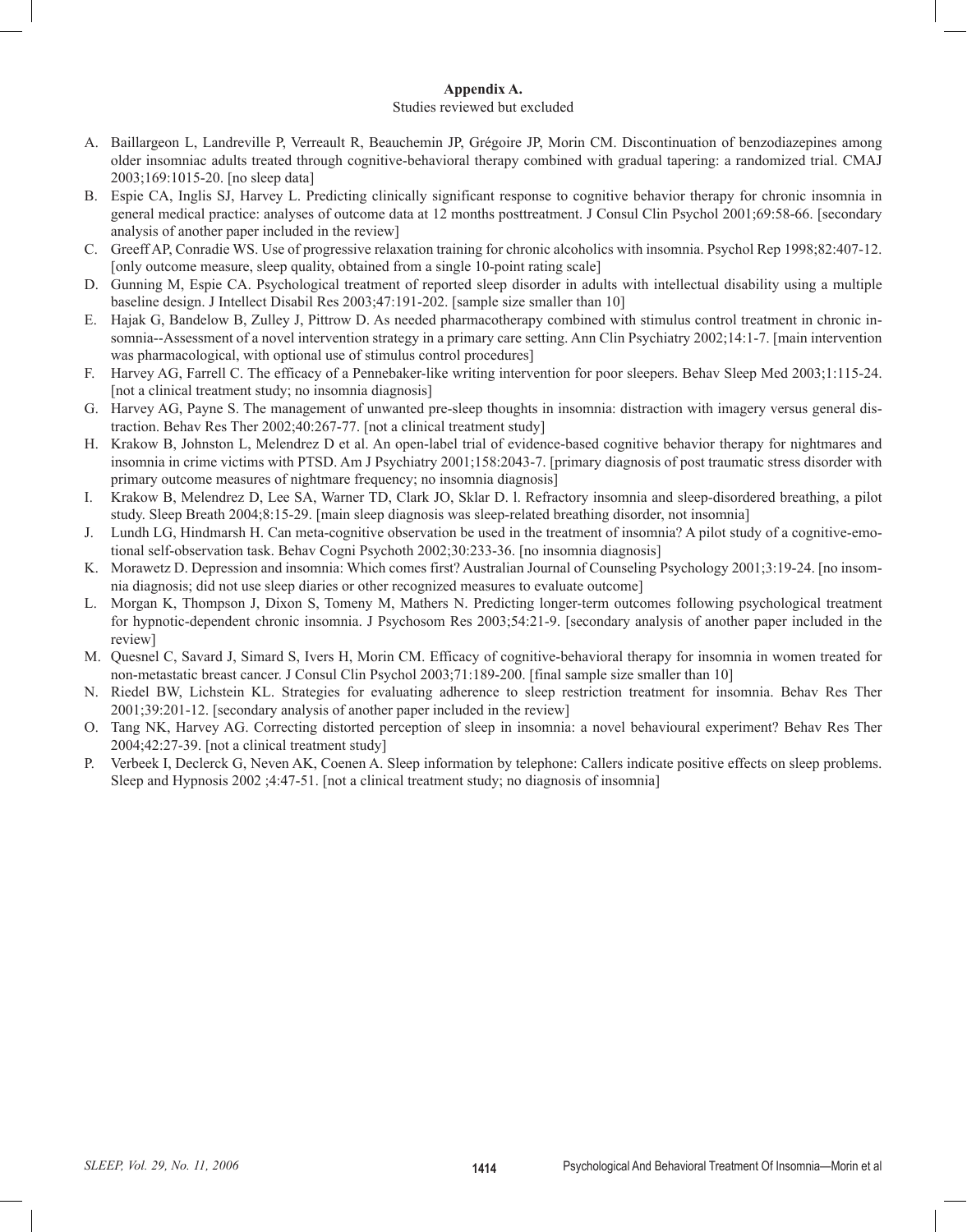**Appendix A.**

Studies reviewed but excluded

A. Baillargeon L, Landreville P, Verreault R, Beauchemin JP, Grégoire JP, Morin CM. Discontinuation of benzodiazepines among older insomniac adults treated through cognitive-behavioral therapy combined with gradual tapering: a randomized trial. CMAJ 2003;169:1015-20. [no sleep data]

B. Espie CA, Inglis SJ, Harvey L. Predicting clinically significant response to cognitive behavior therapy for chronic insomnia in general medical practice: analyses of outcome data at 12 months posttreatment. J Consul Clin Psychol 2001;69:58-66. [secondary analysis of another paper included in the review]

C. Greeff AP, Conradie WS. Use of progressive relaxation training for chronic alcoholics with insomnia. Psychol Rep 1998;82:407-12. [only outcome measure, sleep quality, obtained from a single 10-point rating scale]

D. Gunning M, Espie CA. Psychological treatment of reported sleep disorder in adults with intellectual disability using a multiple baseline design. J Intellect Disabil Res 2003;47:191-202. [sample size smaller than 10]

E. Hajak G, Bandelow B, Zulley J, Pittrow D. As needed pharmacotherapy combined with stimulus control treatment in chronic insomnia--Assessment of a novel intervention strategy in a primary care setting. Ann Clin Psychiatry 2002;14:1-7. [main intervention was pharmacological, with optional use of stimulus control procedures]

F. Harvey AG, Farrell C. The efficacy of a Pennebaker-like writing intervention for poor sleepers. Behav Sleep Med 2003;1:115-24. [not a clinical treatment study; no insomnia diagnosis]

G. Harvey AG, Payne S. The management of unwanted pre-sleep thoughts in insomnia: distraction with imagery versus general distraction. Behav Res Ther 2002;40:267-77. [not a clinical treatment study]

H. Krakow B, Johnston L, Melendrez D et al. An open-label trial of evidence-based cognitive behavior therapy for nightmares and insomnia in crime victims with PTSD. Am J Psychiatry 2001;158:2043-7. [primary diagnosis of post traumatic stress disorder with primary outcome measures of nightmare frequency; no insomnia diagnosis]

I. Krakow B, Melendrez D, Lee SA, Warner TD, Clark JO, Sklar D. l. Refractory insomnia and sleep-disordered breathing, a pilot study. Sleep Breath 2004;8:15-29. [main sleep diagnosis was sleep-related breathing disorder, not insomnia]

J. Lundh LG, Hindmarsh H. Can meta-cognitive observation be used in the treatment of insomnia? A pilot study of a cognitive-emotional self-observation task. Behav Cogni Psychoth 2002;30:233-36. [no insomnia diagnosis]

K. Morawetz D. Depression and insomnia: Which comes first? Australian Journal of Counseling Psychology 2001;3:19-24. [no insomnia diagnosis; did not use sleep diaries or other recognized measures to evaluate outcome]

L. Morgan K, Thompson J, Dixon S, Tomeny M, Mathers N. Predicting longer-term outcomes following psychological treatment for hypnotic-dependent chronic insomnia. J Psychosom Res 2003;54:21-9. [secondary analysis of another paper included in the review]

M. Quesnel C, Savard J, Simard S, Ivers H, Morin CM. Efficacy of cognitive-behavioral therapy for insomnia in women treated for non-metastatic breast cancer. J Consul Clin Psychol 2003;71:189-200. [final sample size smaller than 10]

N. Riedel BW, Lichstein KL. Strategies for evaluating adherence to sleep restriction treatment for insomnia. Behav Res Ther 2001;39:201-12. [secondary analysis of another paper included in the review]

O. Tang NK, Harvey AG. Correcting distorted perception of sleep in insomnia: a novel behavioural experiment? Behav Res Ther 2004;42:27-39. [not a clinical treatment study]

P. Verbeek I, Declerck G, Neven AK, Coenen A. Sleep information by telephone: Callers indicate positive effects on sleep problems. Sleep and Hypnosis 2002 ;4:47-51. [not a clinical treatment study; no diagnosis of insomnia]